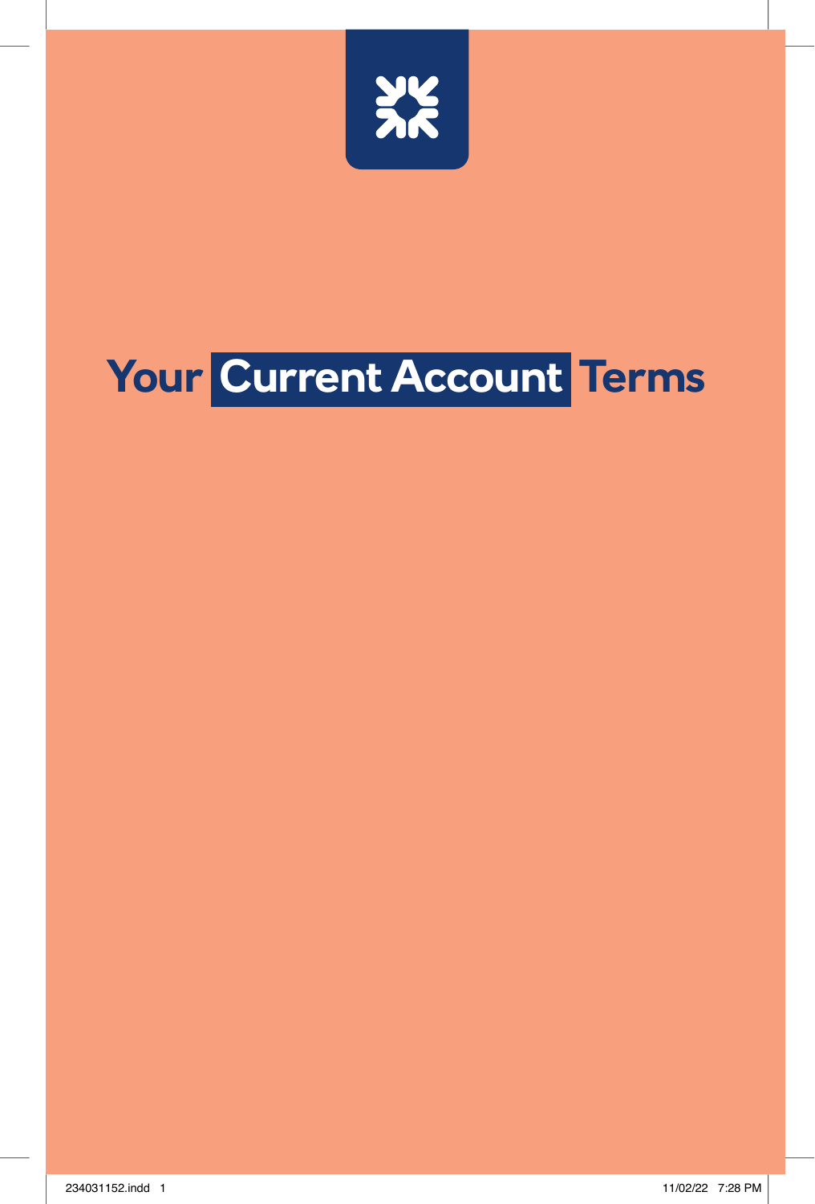# Your Current Account Terms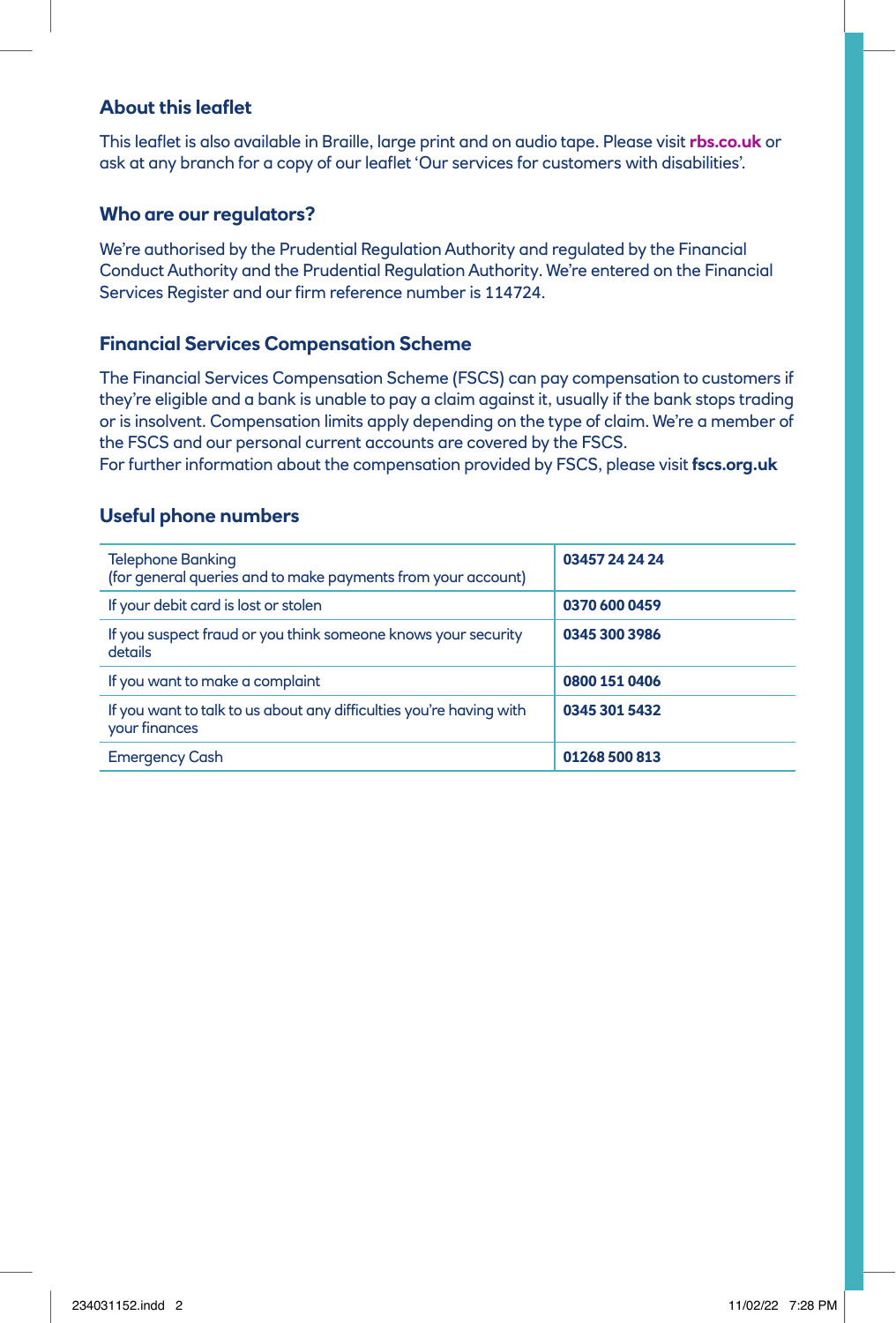### About this leaflet

This leaflet is also available in Braille, large print and on audio tape. Please visit **rbs.co.uk** or ask at any branch for a copy of our leaflet 'Our services for customers with disabilities'.

### Who are our regulators?

We're authorised by the Prudential Regulation Authority and regulated by the Financial Conduct Authority and the Prudential Regulation Authority. We're entered on the Financial Services Register and our firm reference number is 114724.

### Financial Services Compensation Scheme

The Financial Services Compensation Scheme (FSCS) can pay compensation to customers if they're eligible and a bank is unable to pay a claim against it, usually if the bank stops trading or is insolvent. Compensation limits apply depending on the type of claim. We're a member of the FSCS and our personal current accounts are covered by the FSCS.
For further information about the compensation provided by FSCS, please visit **fscs.org.uk**

### Useful phone numbers

| | |
|---|---|
| Telephone Banking (for general queries and to make payments from your account) | **03457 24 24 24** |
| If your debit card is lost or stolen | **0370 600 0459** |
| If you suspect fraud or you think someone knows your security details | **0345 300 3986** |
| If you want to make a complaint | **0800 151 0406** |
| If you want to talk to us about any difficulties you're having with your finances | **0345 301 5432** |
| Emergency Cash | **01268 500 813** |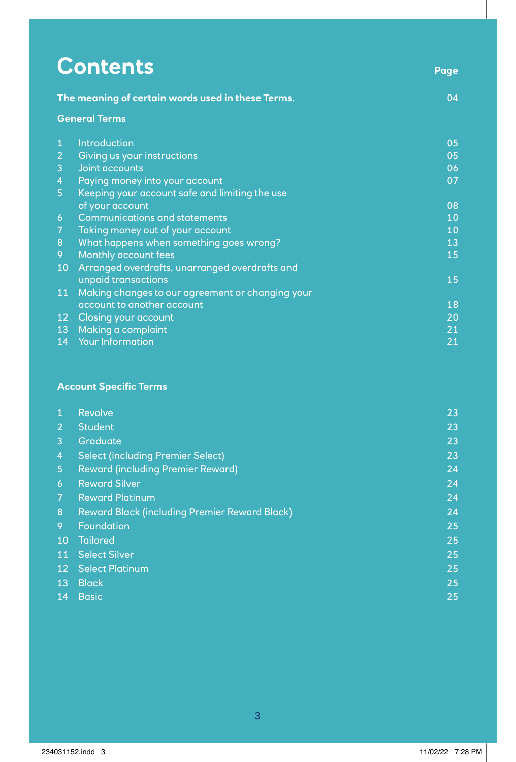# Contents

| | | Page |
|---|---|---|
| **The meaning of certain words used in these Terms.** | | 04 |
| **General Terms** | | |
| 1 | Introduction | 05 |
| 2 | Giving us your instructions | 05 |
| 3 | Joint accounts | 06 |
| 4 | Paying money into your account | 07 |
| 5 | Keeping your account safe and limiting the use of your account | 08 |
| 6 | Communications and statements | 10 |
| 7 | Taking money out of your account | 10 |
| 8 | What happens when something goes wrong? | 13 |
| 9 | Monthly account fees | 15 |
| 10 | Arranged overdrafts, unarranged overdrafts and unpaid transactions | 15 |
| 11 | Making changes to our agreement or changing your account to another account | 18 |
| 12 | Closing your account | 20 |
| 13 | Making a complaint | 21 |
| 14 | Your Information | 21 |
| **Account Specific Terms** | | |
| 1 | Revolve | 23 |
| 2 | Student | 23 |
| 3 | Graduate | 23 |
| 4 | Select (including Premier Select) | 23 |
| 5 | Reward (including Premier Reward) | 24 |
| 6 | Reward Silver | 24 |
| 7 | Reward Platinum | 24 |
| 8 | Reward Black (including Premier Reward Black) | 24 |
| 9 | Foundation | 25 |
| 10 | Tailored | 25 |
| 11 | Select Silver | 25 |
| 12 | Select Platinum | 25 |
| 13 | Black | 25 |
| 14 | Basic | 25 |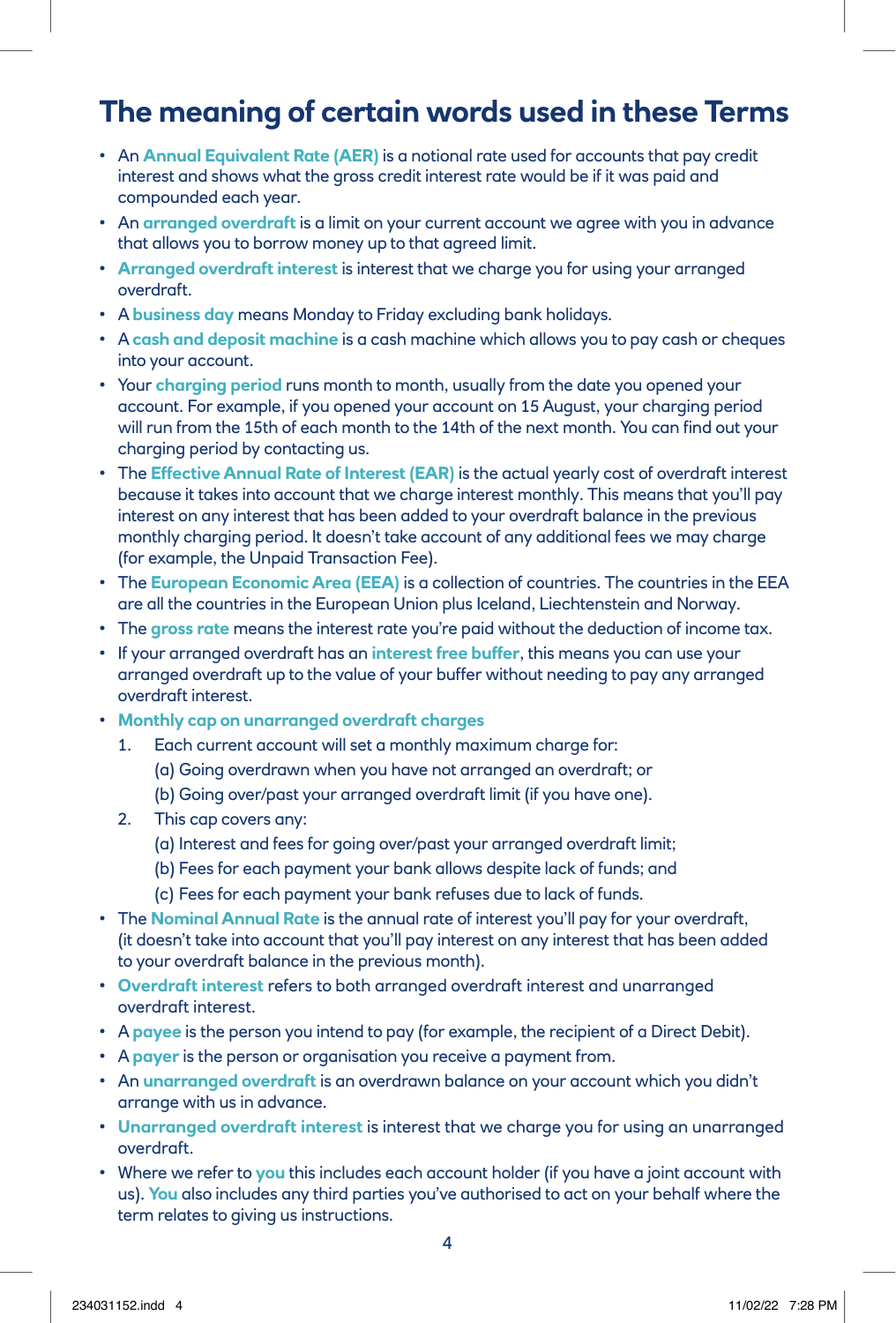# The meaning of certain words used in these Terms

- An **Annual Equivalent Rate (AER)** is a notional rate used for accounts that pay credit interest and shows what the gross credit interest rate would be if it was paid and compounded each year.
- An **arranged overdraft** is a limit on your current account we agree with you in advance that allows you to borrow money up to that agreed limit.
- **Arranged overdraft interest** is interest that we charge you for using your arranged overdraft.
- A **business day** means Monday to Friday excluding bank holidays.
- A **cash and deposit machine** is a cash machine which allows you to pay cash or cheques into your account.
- Your **charging period** runs month to month, usually from the date you opened your account. For example, if you opened your account on 15 August, your charging period will run from the 15th of each month to the 14th of the next month. You can find out your charging period by contacting us.
- The **Effective Annual Rate of Interest (EAR)** is the actual yearly cost of overdraft interest because it takes into account that we charge interest monthly. This means that you'll pay interest on any interest that has been added to your overdraft balance in the previous monthly charging period. It doesn't take account of any additional fees we may charge (for example, the Unpaid Transaction Fee).
- The **European Economic Area (EEA)** is a collection of countries. The countries in the EEA are all the countries in the European Union plus Iceland, Liechtenstein and Norway.
- The **gross rate** means the interest rate you're paid without the deduction of income tax.
- If your arranged overdraft has an **interest free buffer**, this means you can use your arranged overdraft up to the value of your buffer without needing to pay any arranged overdraft interest.
- **Monthly cap on unarranged overdraft charges**
  1. Each current account will set a monthly maximum charge for:
     (a) Going overdrawn when you have not arranged an overdraft; or
     (b) Going over/past your arranged overdraft limit (if you have one).
  2. This cap covers any:
     (a) Interest and fees for going over/past your arranged overdraft limit;
     (b) Fees for each payment your bank allows despite lack of funds; and
     (c) Fees for each payment your bank refuses due to lack of funds.
- The **Nominal Annual Rate** is the annual rate of interest you'll pay for your overdraft, (it doesn't take into account that you'll pay interest on any interest that has been added to your overdraft balance in the previous month).
- **Overdraft interest** refers to both arranged overdraft interest and unarranged overdraft interest.
- A **payee** is the person you intend to pay (for example, the recipient of a Direct Debit).
- A **payer** is the person or organisation you receive a payment from.
- An **unarranged overdraft** is an overdrawn balance on your account which you didn't arrange with us in advance.
- **Unarranged overdraft interest** is interest that we charge you for using an unarranged overdraft.
- Where we refer to **you** this includes each account holder (if you have a joint account with us). **You** also includes any third parties you've authorised to act on your behalf where the term relates to giving us instructions.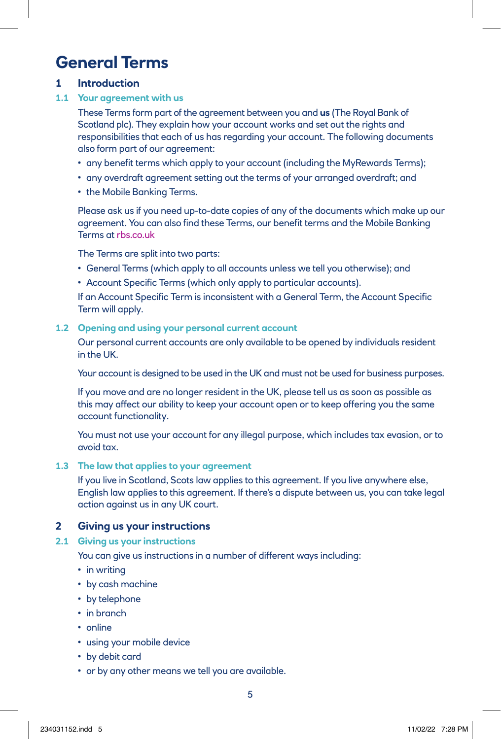# General Terms

## 1 Introduction

### 1.1 Your agreement with us

These Terms form part of the agreement between you and **us** (The Royal Bank of Scotland plc). They explain how your account works and set out the rights and responsibilities that each of us has regarding your account. The following documents also form part of our agreement:

- any benefit terms which apply to your account (including the MyRewards Terms);
- any overdraft agreement setting out the terms of your arranged overdraft; and
- the Mobile Banking Terms.

Please ask us if you need up-to-date copies of any of the documents which make up our agreement. You can also find these Terms, our benefit terms and the Mobile Banking Terms at rbs.co.uk

The Terms are split into two parts:

- General Terms (which apply to all accounts unless we tell you otherwise); and
- Account Specific Terms (which only apply to particular accounts).

If an Account Specific Term is inconsistent with a General Term, the Account Specific Term will apply.

### 1.2 Opening and using your personal current account

Our personal current accounts are only available to be opened by individuals resident in the UK.

Your account is designed to be used in the UK and must not be used for business purposes.

If you move and are no longer resident in the UK, please tell us as soon as possible as this may affect our ability to keep your account open or to keep offering you the same account functionality.

You must not use your account for any illegal purpose, which includes tax evasion, or to avoid tax.

### 1.3 The law that applies to your agreement

If you live in Scotland, Scots law applies to this agreement. If you live anywhere else, English law applies to this agreement. If there's a dispute between us, you can take legal action against us in any UK court.

## 2 Giving us your instructions

### 2.1 Giving us your instructions

You can give us instructions in a number of different ways including:

- in writing
- by cash machine
- by telephone
- in branch
- online
- using your mobile device
- by debit card
- or by any other means we tell you are available.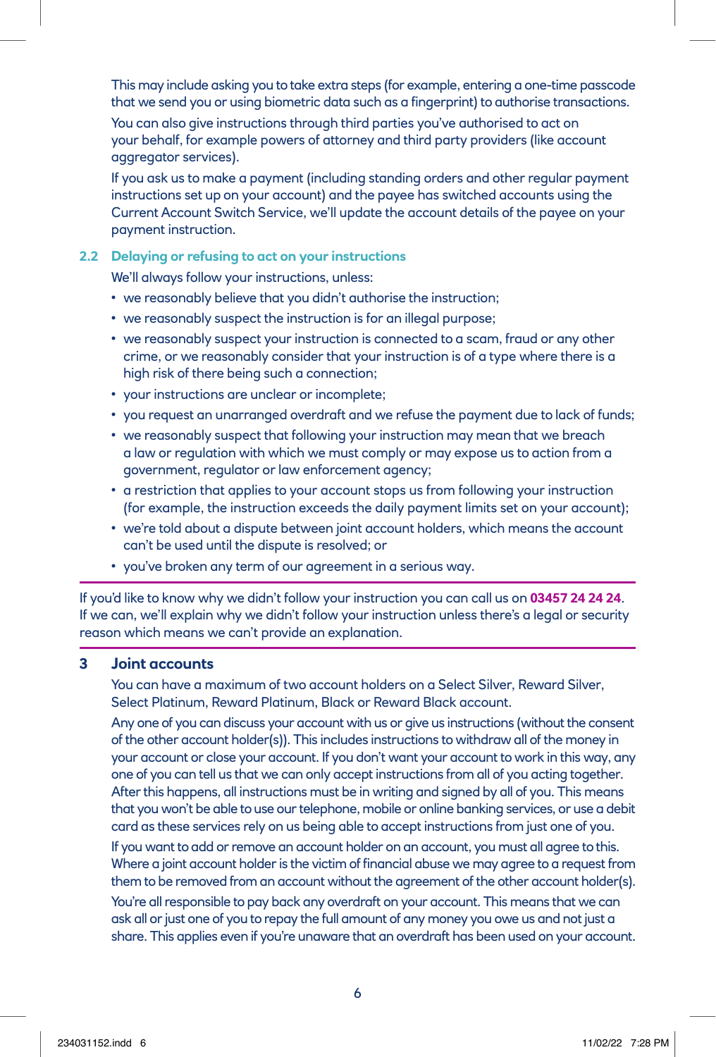This may include asking you to take extra steps (for example, entering a one-time passcode that we send you or using biometric data such as a fingerprint) to authorise transactions.

You can also give instructions through third parties you've authorised to act on your behalf, for example powers of attorney and third party providers (like account aggregator services).

If you ask us to make a payment (including standing orders and other regular payment instructions set up on your account) and the payee has switched accounts using the Current Account Switch Service, we'll update the account details of the payee on your payment instruction.

### 2.2 Delaying or refusing to act on your instructions

We'll always follow your instructions, unless:

- we reasonably believe that you didn't authorise the instruction;
- we reasonably suspect the instruction is for an illegal purpose;
- we reasonably suspect your instruction is connected to a scam, fraud or any other crime, or we reasonably consider that your instruction is of a type where there is a high risk of there being such a connection;
- your instructions are unclear or incomplete;
- you request an unarranged overdraft and we refuse the payment due to lack of funds;
- we reasonably suspect that following your instruction may mean that we breach a law or regulation with which we must comply or may expose us to action from a government, regulator or law enforcement agency;
- a restriction that applies to your account stops us from following your instruction (for example, the instruction exceeds the daily payment limits set on your account);
- we're told about a dispute between joint account holders, which means the account can't be used until the dispute is resolved; or
- you've broken any term of our agreement in a serious way.

---

If you'd like to know why we didn't follow your instruction you can call us on **03457 24 24 24**. If we can, we'll explain why we didn't follow your instruction unless there's a legal or security reason which means we can't provide an explanation.

---

## 3 Joint accounts

You can have a maximum of two account holders on a Select Silver, Reward Silver, Select Platinum, Reward Platinum, Black or Reward Black account.

Any one of you can discuss your account with us or give us instructions (without the consent of the other account holder(s)). This includes instructions to withdraw all of the money in your account or close your account. If you don't want your account to work in this way, any one of you can tell us that we can only accept instructions from all of you acting together. After this happens, all instructions must be in writing and signed by all of you. This means that you won't be able to use our telephone, mobile or online banking services, or use a debit card as these services rely on us being able to accept instructions from just one of you.

If you want to add or remove an account holder on an account, you must all agree to this. Where a joint account holder is the victim of financial abuse we may agree to a request from them to be removed from an account without the agreement of the other account holder(s).

You're all responsible to pay back any overdraft on your account. This means that we can ask all or just one of you to repay the full amount of any money you owe us and not just a share. This applies even if you're unaware that an overdraft has been used on your account.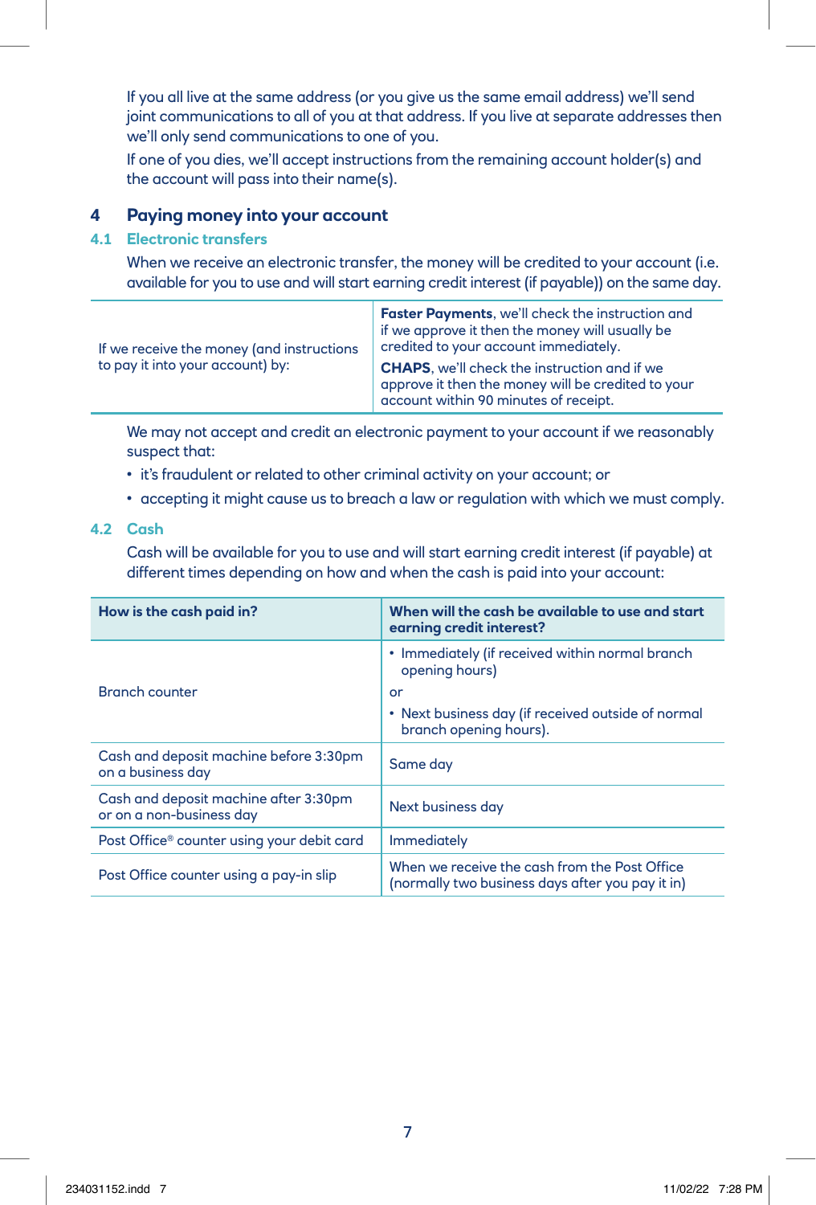If you all live at the same address (or you give us the same email address) we'll send joint communications to all of you at that address. If you live at separate addresses then we'll only send communications to one of you.

If one of you dies, we'll accept instructions from the remaining account holder(s) and the account will pass into their name(s).

## 4 Paying money into your account

### 4.1 Electronic transfers

When we receive an electronic transfer, the money will be credited to your account (i.e. available for you to use and will start earning credit interest (if payable)) on the same day.

| | |
|---|---|
| If we receive the money (and instructions to pay it into your account) by: | **Faster Payments**, we'll check the instruction and if we approve it then the money will usually be credited to your account immediately.<br><br>**CHAPS**, we'll check the instruction and if we approve it then the money will be credited to your account within 90 minutes of receipt. |

We may not accept and credit an electronic payment to your account if we reasonably suspect that:

- it's fraudulent or related to other criminal activity on your account; or
- accepting it might cause us to breach a law or regulation with which we must comply.

### 4.2 Cash

Cash will be available for you to use and will start earning credit interest (if payable) at different times depending on how and when the cash is paid into your account:

| How is the cash paid in? | When will the cash be available to use and start earning credit interest? |
|---|---|
| Branch counter | • Immediately (if received within normal branch opening hours)<br>or<br>• Next business day (if received outside of normal branch opening hours). |
| Cash and deposit machine before 3:30pm on a business day | Same day |
| Cash and deposit machine after 3:30pm or on a non-business day | Next business day |
| Post Office® counter using your debit card | Immediately |
| Post Office counter using a pay-in slip | When we receive the cash from the Post Office (normally two business days after you pay it in) |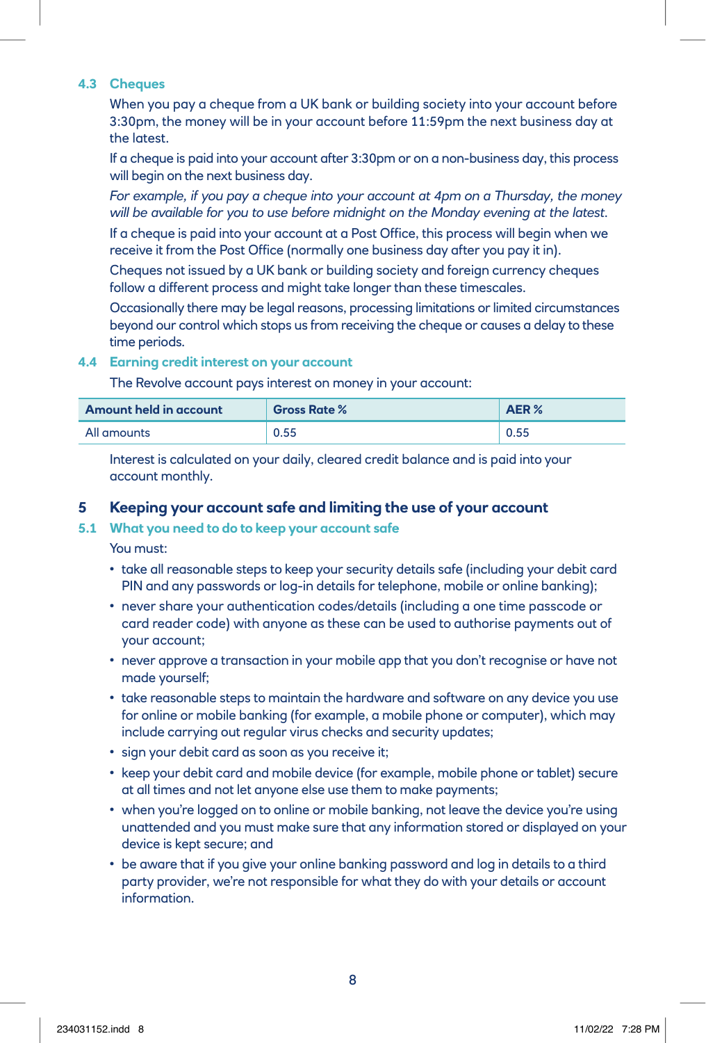### 4.3 Cheques

When you pay a cheque from a UK bank or building society into your account before 3:30pm, the money will be in your account before 11:59pm the next business day at the latest.

If a cheque is paid into your account after 3:30pm or on a non-business day, this process will begin on the next business day.

*For example, if you pay a cheque into your account at 4pm on a Thursday, the money will be available for you to use before midnight on the Monday evening at the latest.*

If a cheque is paid into your account at a Post Office, this process will begin when we receive it from the Post Office (normally one business day after you pay it in).

Cheques not issued by a UK bank or building society and foreign currency cheques follow a different process and might take longer than these timescales.

Occasionally there may be legal reasons, processing limitations or limited circumstances beyond our control which stops us from receiving the cheque or causes a delay to these time periods.

### 4.4 Earning credit interest on your account

The Revolve account pays interest on money in your account:

| Amount held in account | Gross Rate % | AER % |
| --- | --- | --- |
| All amounts | 0.55 | 0.55 |

Interest is calculated on your daily, cleared credit balance and is paid into your account monthly.

## 5 Keeping your account safe and limiting the use of your account

### 5.1 What you need to do to keep your account safe

You must:

- take all reasonable steps to keep your security details safe (including your debit card PIN and any passwords or log-in details for telephone, mobile or online banking);
- never share your authentication codes/details (including a one time passcode or card reader code) with anyone as these can be used to authorise payments out of your account;
- never approve a transaction in your mobile app that you don't recognise or have not made yourself;
- take reasonable steps to maintain the hardware and software on any device you use for online or mobile banking (for example, a mobile phone or computer), which may include carrying out regular virus checks and security updates;
- sign your debit card as soon as you receive it;
- keep your debit card and mobile device (for example, mobile phone or tablet) secure at all times and not let anyone else use them to make payments;
- when you're logged on to online or mobile banking, not leave the device you're using unattended and you must make sure that any information stored or displayed on your device is kept secure; and
- be aware that if you give your online banking password and log in details to a third party provider, we're not responsible for what they do with your details or account information.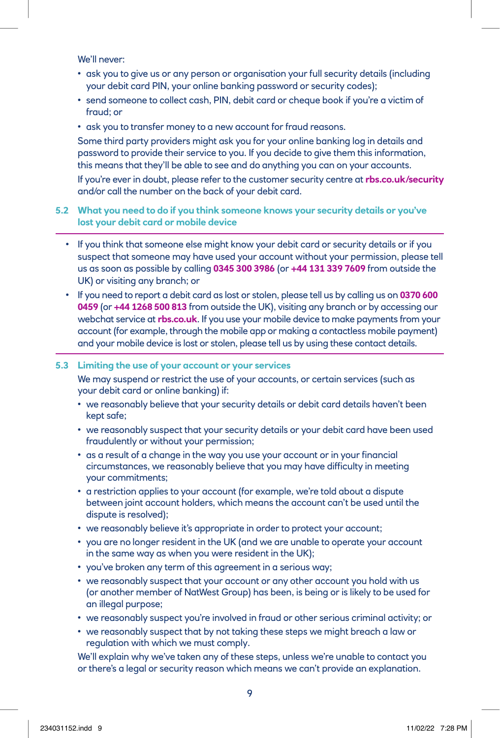We'll never:

- ask you to give us or any person or organisation your full security details (including your debit card PIN, your online banking password or security codes);
- send someone to collect cash, PIN, debit card or cheque book if you're a victim of fraud; or
- ask you to transfer money to a new account for fraud reasons.

Some third party providers might ask you for your online banking log in details and password to provide their service to you. If you decide to give them this information, this means that they'll be able to see and do anything you can on your accounts.

If you're ever in doubt, please refer to the customer security centre at **rbs.co.uk/security** and/or call the number on the back of your debit card.

### 5.2 What you need to do if you think someone knows your security details or you've lost your debit card or mobile device

- If you think that someone else might know your debit card or security details or if you suspect that someone may have used your account without your permission, please tell us as soon as possible by calling **0345 300 3986** (or **+44 131 339 7609** from outside the UK) or visiting any branch; or
- If you need to report a debit card as lost or stolen, please tell us by calling us on **0370 600 0459** (or **+44 1268 500 813** from outside the UK), visiting any branch or by accessing our webchat service at **rbs.co.uk**. If you use your mobile device to make payments from your account (for example, through the mobile app or making a contactless mobile payment) and your mobile device is lost or stolen, please tell us by using these contact details.

### 5.3 Limiting the use of your account or your services

We may suspend or restrict the use of your accounts, or certain services (such as your debit card or online banking) if:

- we reasonably believe that your security details or debit card details haven't been kept safe;
- we reasonably suspect that your security details or your debit card have been used fraudulently or without your permission;
- as a result of a change in the way you use your account or in your financial circumstances, we reasonably believe that you may have difficulty in meeting your commitments;
- a restriction applies to your account (for example, we're told about a dispute between joint account holders, which means the account can't be used until the dispute is resolved);
- we reasonably believe it's appropriate in order to protect your account;
- you are no longer resident in the UK (and we are unable to operate your account in the same way as when you were resident in the UK);
- you've broken any term of this agreement in a serious way;
- we reasonably suspect that your account or any other account you hold with us (or another member of NatWest Group) has been, is being or is likely to be used for an illegal purpose;
- we reasonably suspect you're involved in fraud or other serious criminal activity; or
- we reasonably suspect that by not taking these steps we might breach a law or regulation with which we must comply.

We'll explain why we've taken any of these steps, unless we're unable to contact you or there's a legal or security reason which means we can't provide an explanation.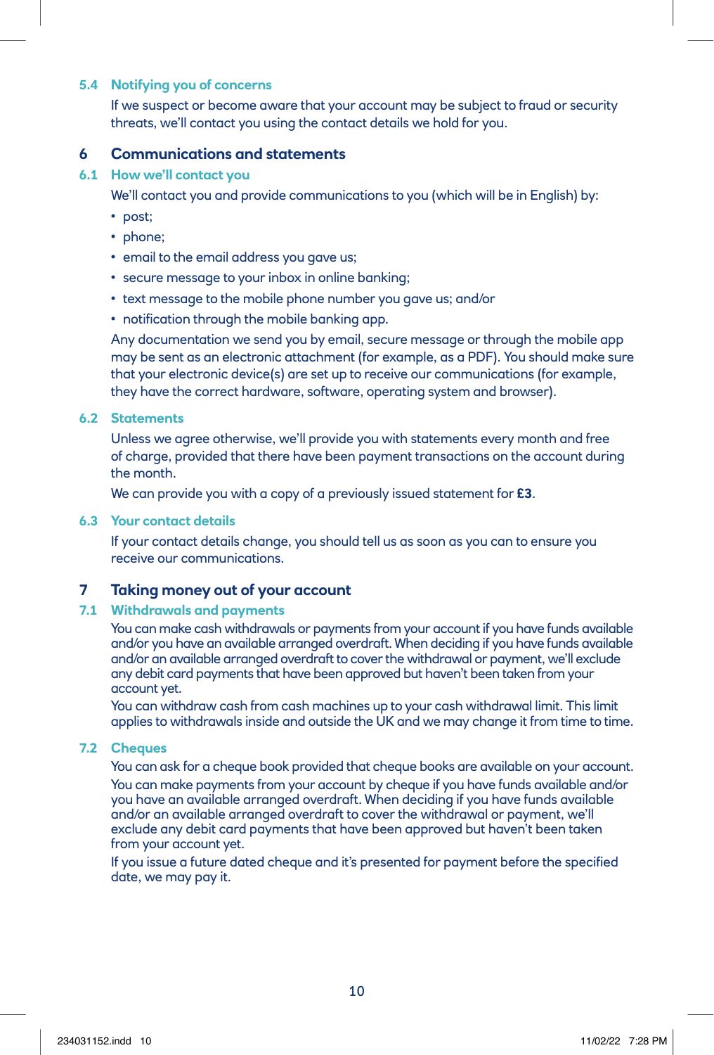### 5.4 Notifying you of concerns

If we suspect or become aware that your account may be subject to fraud or security threats, we'll contact you using the contact details we hold for you.

## 6 Communications and statements

### 6.1 How we'll contact you

We'll contact you and provide communications to you (which will be in English) by:

- post;
- phone;
- email to the email address you gave us;
- secure message to your inbox in online banking;
- text message to the mobile phone number you gave us; and/or
- notification through the mobile banking app.

Any documentation we send you by email, secure message or through the mobile app may be sent as an electronic attachment (for example, as a PDF). You should make sure that your electronic device(s) are set up to receive our communications (for example, they have the correct hardware, software, operating system and browser).

### 6.2 Statements

Unless we agree otherwise, we'll provide you with statements every month and free of charge, provided that there have been payment transactions on the account during the month.

We can provide you with a copy of a previously issued statement for **£3**.

### 6.3 Your contact details

If your contact details change, you should tell us as soon as you can to ensure you receive our communications.

## 7 Taking money out of your account

### 7.1 Withdrawals and payments

You can make cash withdrawals or payments from your account if you have funds available and/or you have an available arranged overdraft. When deciding if you have funds available and/or an available arranged overdraft to cover the withdrawal or payment, we'll exclude any debit card payments that have been approved but haven't been taken from your account yet.

You can withdraw cash from cash machines up to your cash withdrawal limit. This limit applies to withdrawals inside and outside the UK and we may change it from time to time.

### 7.2 Cheques

You can ask for a cheque book provided that cheque books are available on your account.

You can make payments from your account by cheque if you have funds available and/or you have an available arranged overdraft. When deciding if you have funds available and/or an available arranged overdraft to cover the withdrawal or payment, we'll exclude any debit card payments that have been approved but haven't been taken from your account yet.

If you issue a future dated cheque and it's presented for payment before the specified date, we may pay it.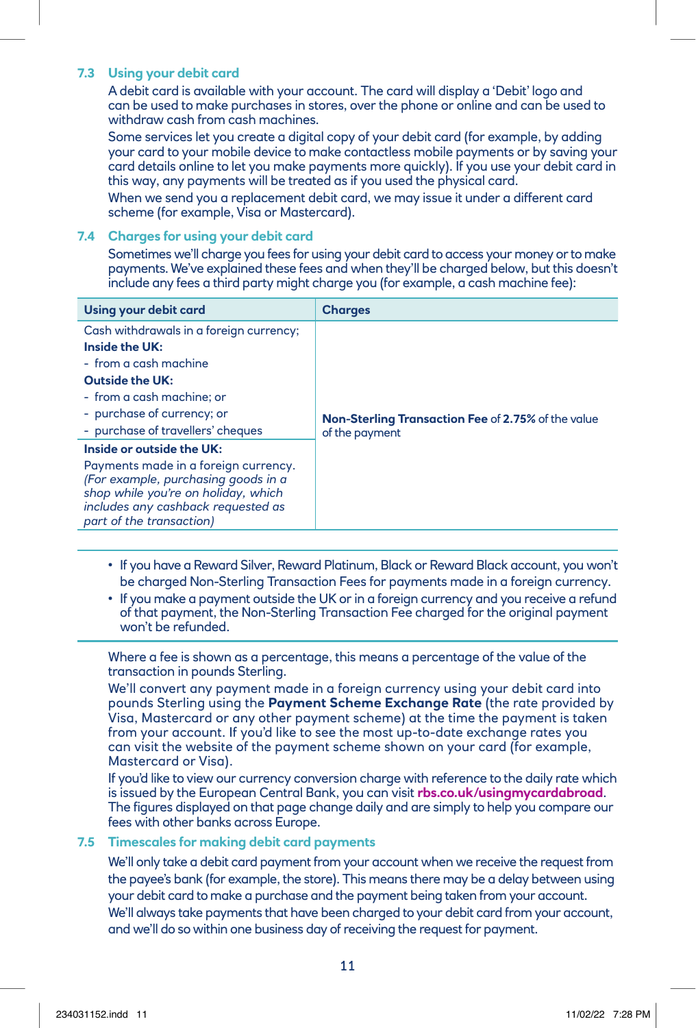### 7.3 Using your debit card

A debit card is available with your account. The card will display a 'Debit' logo and can be used to make purchases in stores, over the phone or online and can be used to withdraw cash from cash machines.

Some services let you create a digital copy of your debit card (for example, by adding your card to your mobile device to make contactless mobile payments or by saving your card details online to let you make payments more quickly). If you use your debit card in this way, any payments will be treated as if you used the physical card.

When we send you a replacement debit card, we may issue it under a different card scheme (for example, Visa or Mastercard).

### 7.4 Charges for using your debit card

Sometimes we'll charge you fees for using your debit card to access your money or to make payments. We've explained these fees and when they'll be charged below, but this doesn't include any fees a third party might charge you (for example, a cash machine fee):

| Using your debit card | Charges |
|---|---|
| Cash withdrawals in a foreign currency;<br>**Inside the UK:**<br>- from a cash machine<br>**Outside the UK:**<br>- from a cash machine; or<br>- purchase of currency; or<br>- purchase of travellers' cheques | **Non-Sterling Transaction Fee** of **2.75%** of the value of the payment |
| **Inside or outside the UK:**<br>Payments made in a foreign currency. *(For example, purchasing goods in a shop while you're on holiday, which includes any cashback requested as part of the transaction)* | |

- If you have a Reward Silver, Reward Platinum, Black or Reward Black account, you won't be charged Non-Sterling Transaction Fees for payments made in a foreign currency.
- If you make a payment outside the UK or in a foreign currency and you receive a refund of that payment, the Non-Sterling Transaction Fee charged for the original payment won't be refunded.

Where a fee is shown as a percentage, this means a percentage of the value of the transaction in pounds Sterling.

We'll convert any payment made in a foreign currency using your debit card into pounds Sterling using the **Payment Scheme Exchange Rate** (the rate provided by Visa, Mastercard or any other payment scheme) at the time the payment is taken from your account. If you'd like to see the most up-to-date exchange rates you can visit the website of the payment scheme shown on your card (for example, Mastercard or Visa).

If you'd like to view our currency conversion charge with reference to the daily rate which is issued by the European Central Bank, you can visit **rbs.co.uk/usingmycardabroad**. The figures displayed on that page change daily and are simply to help you compare our fees with other banks across Europe.

### 7.5 Timescales for making debit card payments

We'll only take a debit card payment from your account when we receive the request from the payee's bank (for example, the store). This means there may be a delay between using your debit card to make a purchase and the payment being taken from your account.

We'll always take payments that have been charged to your debit card from your account, and we'll do so within one business day of receiving the request for payment.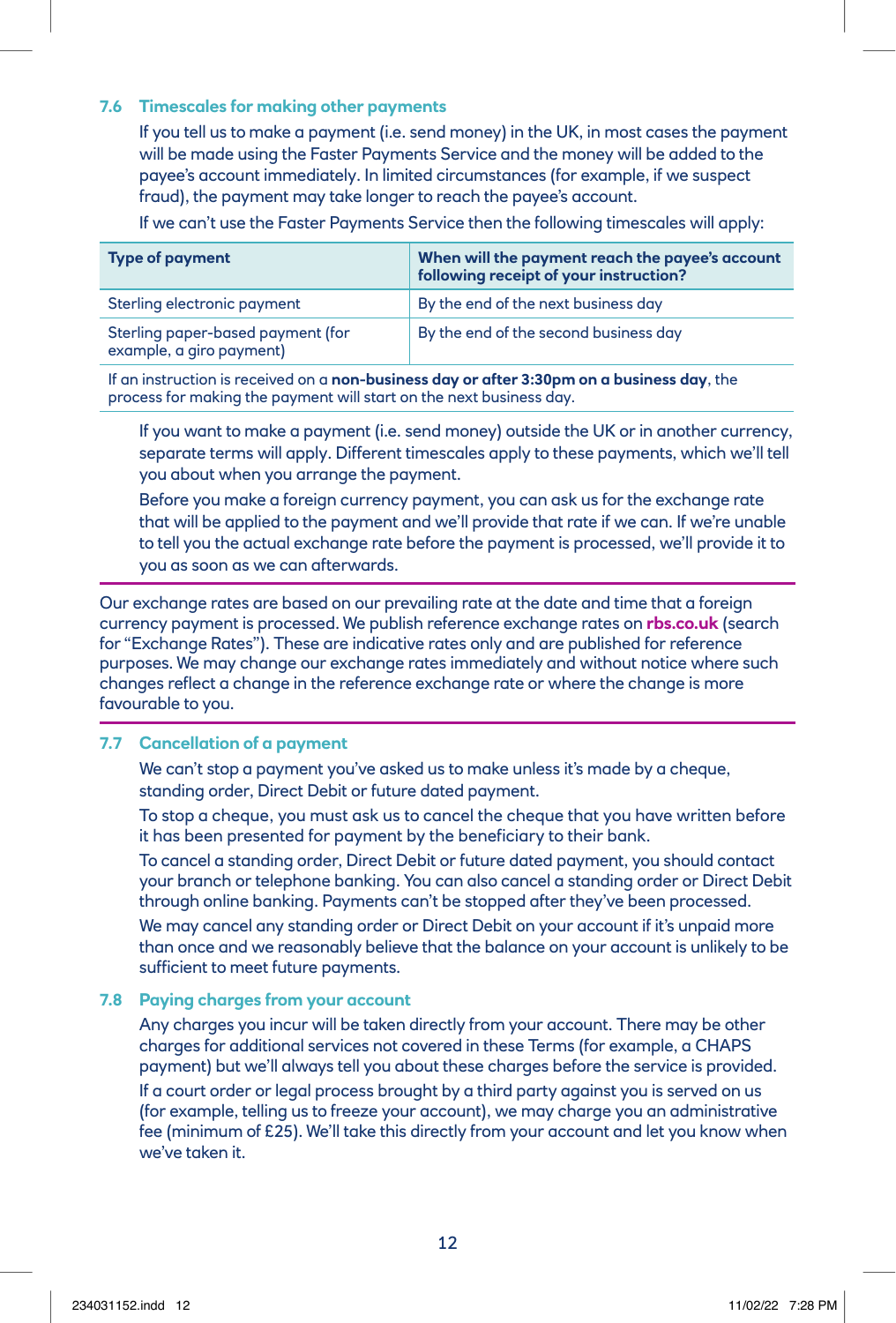### 7.6 Timescales for making other payments

If you tell us to make a payment (i.e. send money) in the UK, in most cases the payment will be made using the Faster Payments Service and the money will be added to the payee's account immediately. In limited circumstances (for example, if we suspect fraud), the payment may take longer to reach the payee's account.

If we can't use the Faster Payments Service then the following timescales will apply:

| Type of payment | When will the payment reach the payee's account following receipt of your instruction? |
|---|---|
| Sterling electronic payment | By the end of the next business day |
| Sterling paper-based payment (for example, a giro payment) | By the end of the second business day |

If an instruction is received on a **non-business day or after 3:30pm on a business day**, the process for making the payment will start on the next business day.

If you want to make a payment (i.e. send money) outside the UK or in another currency, separate terms will apply. Different timescales apply to these payments, which we'll tell you about when you arrange the payment.

Before you make a foreign currency payment, you can ask us for the exchange rate that will be applied to the payment and we'll provide that rate if we can. If we're unable to tell you the actual exchange rate before the payment is processed, we'll provide it to you as soon as we can afterwards.

Our exchange rates are based on our prevailing rate at the date and time that a foreign currency payment is processed. We publish reference exchange rates on **rbs.co.uk** (search for "Exchange Rates"). These are indicative rates only and are published for reference purposes. We may change our exchange rates immediately and without notice where such changes reflect a change in the reference exchange rate or where the change is more favourable to you.

### 7.7 Cancellation of a payment

We can't stop a payment you've asked us to make unless it's made by a cheque, standing order, Direct Debit or future dated payment.

To stop a cheque, you must ask us to cancel the cheque that you have written before it has been presented for payment by the beneficiary to their bank.

To cancel a standing order, Direct Debit or future dated payment, you should contact your branch or telephone banking. You can also cancel a standing order or Direct Debit through online banking. Payments can't be stopped after they've been processed.

We may cancel any standing order or Direct Debit on your account if it's unpaid more than once and we reasonably believe that the balance on your account is unlikely to be sufficient to meet future payments.

### 7.8 Paying charges from your account

Any charges you incur will be taken directly from your account. There may be other charges for additional services not covered in these Terms (for example, a CHAPS payment) but we'll always tell you about these charges before the service is provided.

If a court order or legal process brought by a third party against you is served on us (for example, telling us to freeze your account), we may charge you an administrative fee (minimum of £25). We'll take this directly from your account and let you know when we've taken it.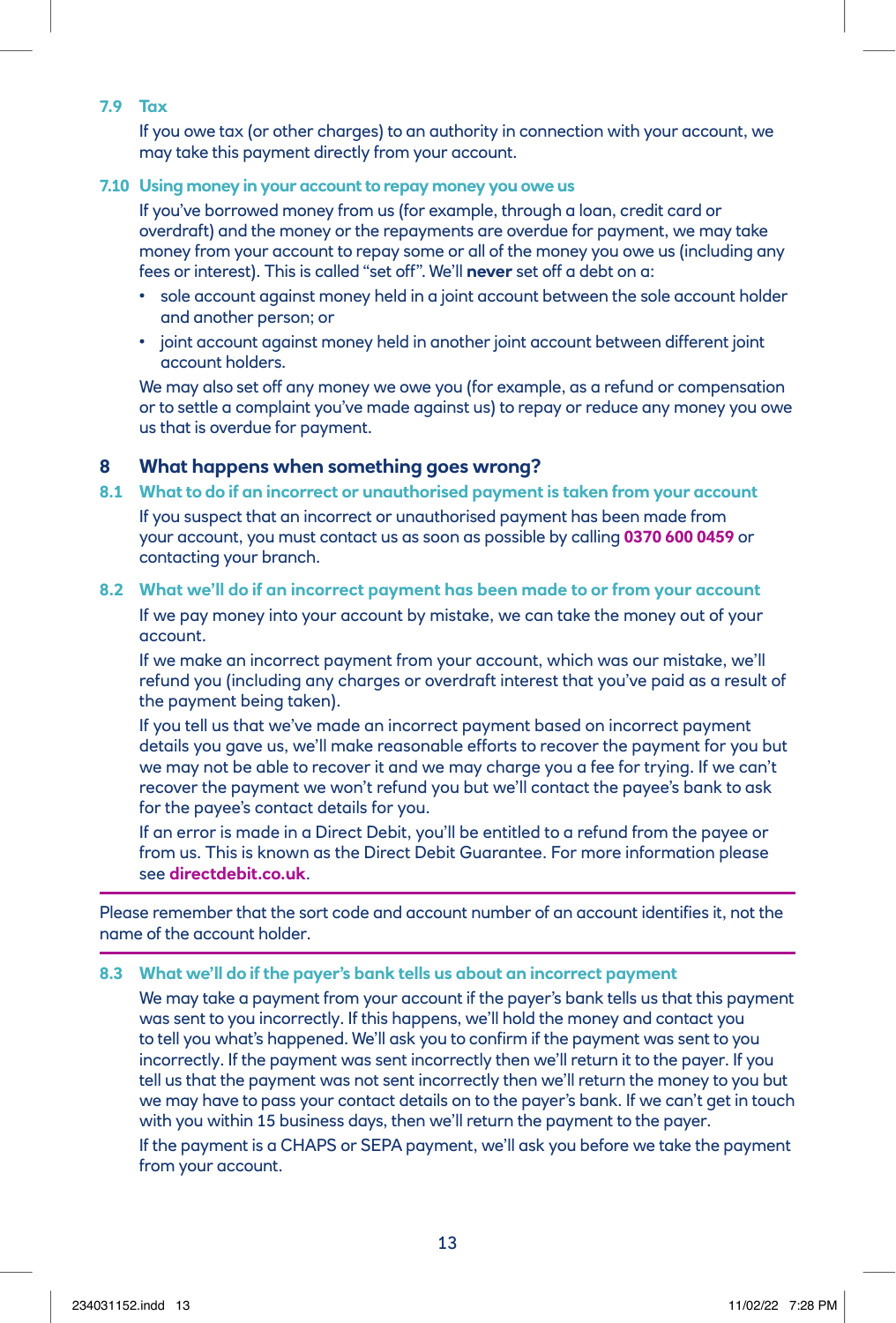### 7.9 Tax

If you owe tax (or other charges) to an authority in connection with your account, we may take this payment directly from your account.

### 7.10 Using money in your account to repay money you owe us

If you've borrowed money from us (for example, through a loan, credit card or overdraft) and the money or the repayments are overdue for payment, we may take money from your account to repay some or all of the money you owe us (including any fees or interest). This is called "set off". We'll **never** set off a debt on a:

- sole account against money held in a joint account between the sole account holder and another person; or
- joint account against money held in another joint account between different joint account holders.

We may also set off any money we owe you (for example, as a refund or compensation or to settle a complaint you've made against us) to repay or reduce any money you owe us that is overdue for payment.

## 8 What happens when something goes wrong?

### 8.1 What to do if an incorrect or unauthorised payment is taken from your account

If you suspect that an incorrect or unauthorised payment has been made from your account, you must contact us as soon as possible by calling **0370 600 0459** or contacting your branch.

### 8.2 What we'll do if an incorrect payment has been made to or from your account

If we pay money into your account by mistake, we can take the money out of your account.

If we make an incorrect payment from your account, which was our mistake, we'll refund you (including any charges or overdraft interest that you've paid as a result of the payment being taken).

If you tell us that we've made an incorrect payment based on incorrect payment details you gave us, we'll make reasonable efforts to recover the payment for you but we may not be able to recover it and we may charge you a fee for trying. If we can't recover the payment we won't refund you but we'll contact the payee's bank to ask for the payee's contact details for you.

If an error is made in a Direct Debit, you'll be entitled to a refund from the payee or from us. This is known as the Direct Debit Guarantee. For more information please see **directdebit.co.uk**.

---

Please remember that the sort code and account number of an account identifies it, not the name of the account holder.

---

### 8.3 What we'll do if the payer's bank tells us about an incorrect payment

We may take a payment from your account if the payer's bank tells us that this payment was sent to you incorrectly. If this happens, we'll hold the money and contact you to tell you what's happened. We'll ask you to confirm if the payment was sent to you incorrectly. If the payment was sent incorrectly then we'll return it to the payer. If you tell us that the payment was not sent incorrectly then we'll return the money to you but we may have to pass your contact details on to the payer's bank. If we can't get in touch with you within 15 business days, then we'll return the payment to the payer.

If the payment is a CHAPS or SEPA payment, we'll ask you before we take the payment from your account.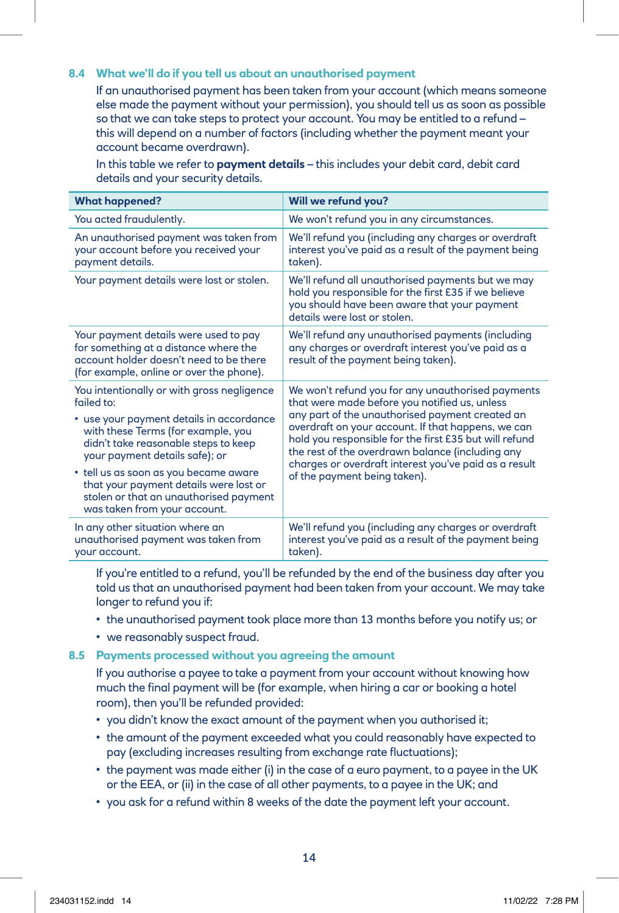### 8.4 What we'll do if you tell us about an unauthorised payment

If an unauthorised payment has been taken from your account (which means someone else made the payment without your permission), you should tell us as soon as possible so that we can take steps to protect your account. You may be entitled to a refund – this will depend on a number of factors (including whether the payment meant your account became overdrawn).

In this table we refer to **payment details** – this includes your debit card, debit card details and your security details.

| What happened? | Will we refund you? |
|---|---|
| You acted fraudulently. | We won't refund you in any circumstances. |
| An unauthorised payment was taken from your account before you received your payment details. | We'll refund you (including any charges or overdraft interest you've paid as a result of the payment being taken). |
| Your payment details were lost or stolen. | We'll refund all unauthorised payments but we may hold you responsible for the first £35 if we believe you should have been aware that your payment details were lost or stolen. |
| Your payment details were used to pay for something at a distance where the account holder doesn't need to be there (for example, online or over the phone). | We'll refund any unauthorised payments (including any charges or overdraft interest you've paid as a result of the payment being taken). |
| You intentionally or with gross negligence failed to:<br>• use your payment details in accordance with these Terms (for example, you didn't take reasonable steps to keep your payment details safe); or<br>• tell us as soon as you became aware that your payment details were lost or stolen or that an unauthorised payment was taken from your account. | We won't refund you for any unauthorised payments that were made before you notified us, unless any part of the unauthorised payment created an overdraft on your account. If that happens, we can hold you responsible for the first £35 but will refund the rest of the overdrawn balance (including any charges or overdraft interest you've paid as a result of the payment being taken). |
| In any other situation where an unauthorised payment was taken from your account. | We'll refund you (including any charges or overdraft interest you've paid as a result of the payment being taken). |

If you're entitled to a refund, you'll be refunded by the end of the business day after you told us that an unauthorised payment had been taken from your account. We may take longer to refund you if:

- the unauthorised payment took place more than 13 months before you notify us; or
- we reasonably suspect fraud.

### 8.5 Payments processed without you agreeing the amount

If you authorise a payee to take a payment from your account without knowing how much the final payment will be (for example, when hiring a car or booking a hotel room), then you'll be refunded provided:

- you didn't know the exact amount of the payment when you authorised it;
- the amount of the payment exceeded what you could reasonably have expected to pay (excluding increases resulting from exchange rate fluctuations);
- the payment was made either (i) in the case of a euro payment, to a payee in the UK or the EEA, or (ii) in the case of all other payments, to a payee in the UK; and
- you ask for a refund within 8 weeks of the date the payment left your account.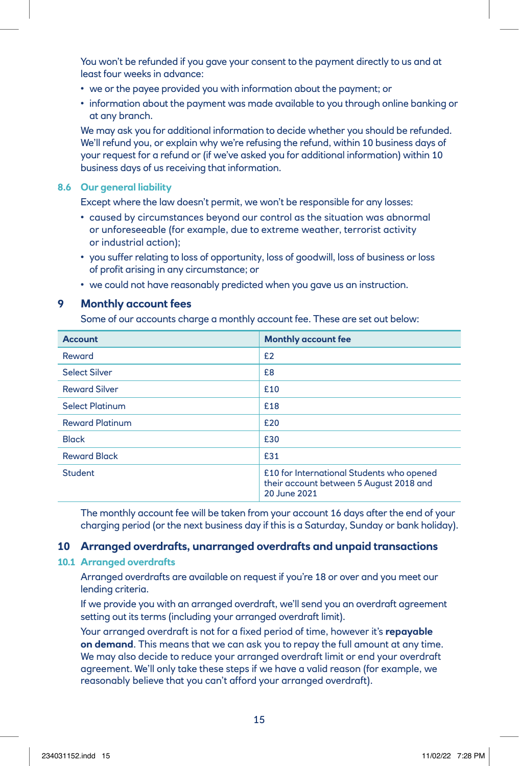You won't be refunded if you gave your consent to the payment directly to us and at least four weeks in advance:

- we or the payee provided you with information about the payment; or
- information about the payment was made available to you through online banking or at any branch.

We may ask you for additional information to decide whether you should be refunded. We'll refund you, or explain why we're refusing the refund, within 10 business days of your request for a refund or (if we've asked you for additional information) within 10 business days of us receiving that information.

### 8.6 Our general liability

Except where the law doesn't permit, we won't be responsible for any losses:

- caused by circumstances beyond our control as the situation was abnormal or unforeseeable (for example, due to extreme weather, terrorist activity or industrial action);
- you suffer relating to loss of opportunity, loss of goodwill, loss of business or loss of profit arising in any circumstance; or
- we could not have reasonably predicted when you gave us an instruction.

## 9 Monthly account fees

Some of our accounts charge a monthly account fee. These are set out below:

| Account | Monthly account fee |
|---|---|
| Reward | £2 |
| Select Silver | £8 |
| Reward Silver | £10 |
| Select Platinum | £18 |
| Reward Platinum | £20 |
| Black | £30 |
| Reward Black | £31 |
| Student | £10 for International Students who opened their account between 5 August 2018 and 20 June 2021 |

The monthly account fee will be taken from your account 16 days after the end of your charging period (or the next business day if this is a Saturday, Sunday or bank holiday).

## 10 Arranged overdrafts, unarranged overdrafts and unpaid transactions

### 10.1 Arranged overdrafts

Arranged overdrafts are available on request if you're 18 or over and you meet our lending criteria.

If we provide you with an arranged overdraft, we'll send you an overdraft agreement setting out its terms (including your arranged overdraft limit).

Your arranged overdraft is not for a fixed period of time, however it's **repayable on demand**. This means that we can ask you to repay the full amount at any time. We may also decide to reduce your arranged overdraft limit or end your overdraft agreement. We'll only take these steps if we have a valid reason (for example, we reasonably believe that you can't afford your arranged overdraft).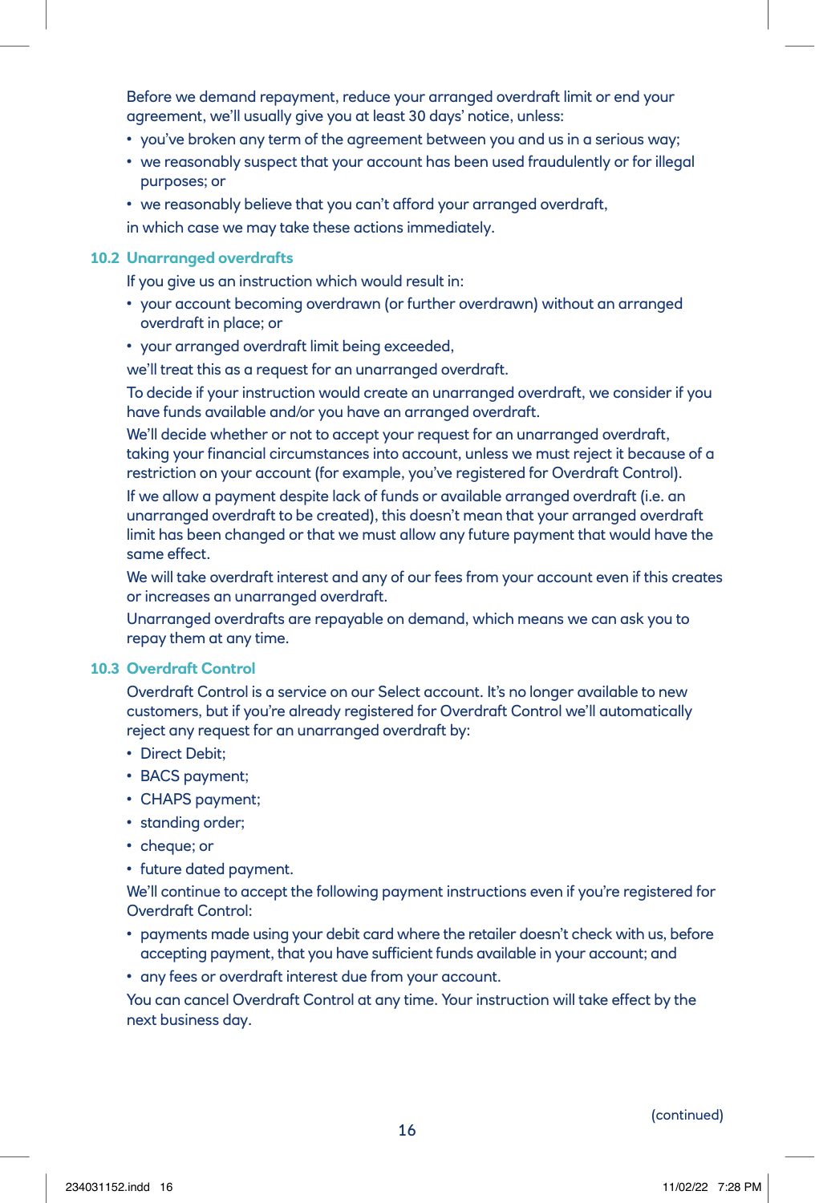Before we demand repayment, reduce your arranged overdraft limit or end your agreement, we'll usually give you at least 30 days' notice, unless:

- you've broken any term of the agreement between you and us in a serious way;
- we reasonably suspect that your account has been used fraudulently or for illegal purposes; or
- we reasonably believe that you can't afford your arranged overdraft,

in which case we may take these actions immediately.

### 10.2 Unarranged overdrafts

If you give us an instruction which would result in:

- your account becoming overdrawn (or further overdrawn) without an arranged overdraft in place; or
- your arranged overdraft limit being exceeded,

we'll treat this as a request for an unarranged overdraft.

To decide if your instruction would create an unarranged overdraft, we consider if you have funds available and/or you have an arranged overdraft.

We'll decide whether or not to accept your request for an unarranged overdraft, taking your financial circumstances into account, unless we must reject it because of a restriction on your account (for example, you've registered for Overdraft Control).

If we allow a payment despite lack of funds or available arranged overdraft (i.e. an unarranged overdraft to be created), this doesn't mean that your arranged overdraft limit has been changed or that we must allow any future payment that would have the same effect.

We will take overdraft interest and any of our fees from your account even if this creates or increases an unarranged overdraft.

Unarranged overdrafts are repayable on demand, which means we can ask you to repay them at any time.

### 10.3 Overdraft Control

Overdraft Control is a service on our Select account. It's no longer available to new customers, but if you're already registered for Overdraft Control we'll automatically reject any request for an unarranged overdraft by:

- Direct Debit;
- BACS payment;
- CHAPS payment;
- standing order;
- cheque; or
- future dated payment.

We'll continue to accept the following payment instructions even if you're registered for Overdraft Control:

- payments made using your debit card where the retailer doesn't check with us, before accepting payment, that you have sufficient funds available in your account; and
- any fees or overdraft interest due from your account.

You can cancel Overdraft Control at any time. Your instruction will take effect by the next business day.

(continued)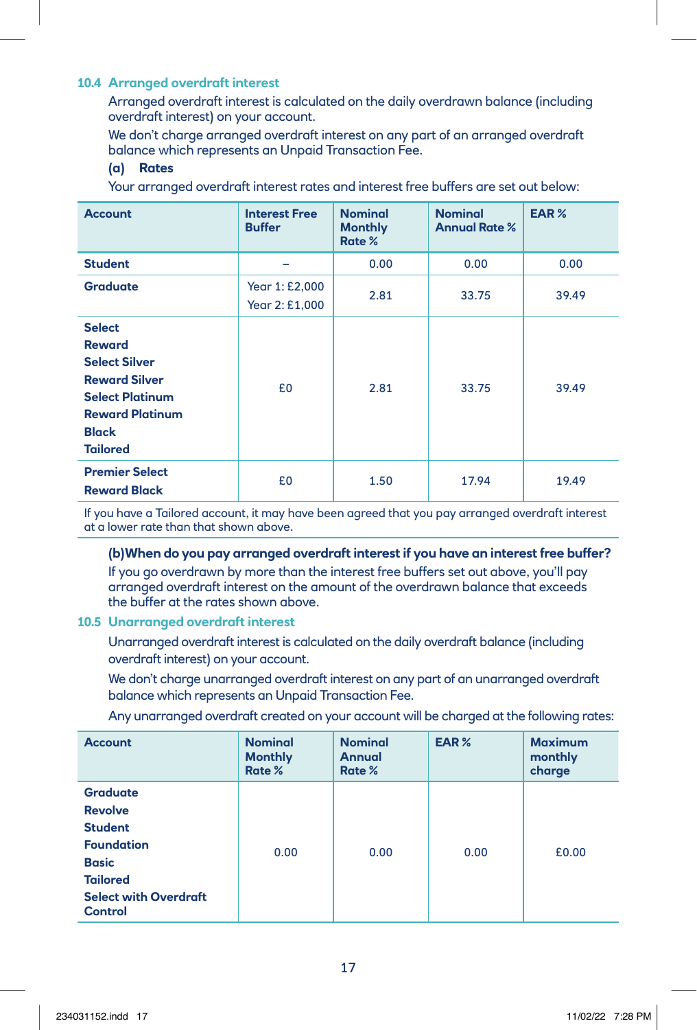### 10.4 Arranged overdraft interest

Arranged overdraft interest is calculated on the daily overdrawn balance (including overdraft interest) on your account.

We don't charge arranged overdraft interest on any part of an arranged overdraft balance which represents an Unpaid Transaction Fee.

**(a) Rates**

Your arranged overdraft interest rates and interest free buffers are set out below:

| Account | Interest Free Buffer | Nominal Monthly Rate % | Nominal Annual Rate % | EAR % |
|---|---|---|---|---|
| **Student** | – | 0.00 | 0.00 | 0.00 |
| **Graduate** | Year 1: £2,000<br>Year 2: £1,000 | 2.81 | 33.75 | 39.49 |
| **Select**<br>**Reward**<br>**Select Silver**<br>**Reward Silver**<br>**Select Platinum**<br>**Reward Platinum**<br>**Black**<br>**Tailored** | £0 | 2.81 | 33.75 | 39.49 |
| **Premier Select**<br>**Reward Black** | £0 | 1.50 | 17.94 | 19.49 |

If you have a Tailored account, it may have been agreed that you pay arranged overdraft interest at a lower rate than that shown above.

**(b) When do you pay arranged overdraft interest if you have an interest free buffer?**

If you go overdrawn by more than the interest free buffers set out above, you'll pay arranged overdraft interest on the amount of the overdrawn balance that exceeds the buffer at the rates shown above.

### 10.5 Unarranged overdraft interest

Unarranged overdraft interest is calculated on the daily overdraft balance (including overdraft interest) on your account.

We don't charge unarranged overdraft interest on any part of an unarranged overdraft balance which represents an Unpaid Transaction Fee.

Any unarranged overdraft created on your account will be charged at the following rates:

| Account | Nominal Monthly Rate % | Nominal Annual Rate % | EAR % | Maximum monthly charge |
|---|---|---|---|---|
| **Graduate**<br>**Revolve**<br>**Student**<br>**Foundation**<br>**Basic**<br>**Tailored**<br>**Select with Overdraft Control** | 0.00 | 0.00 | 0.00 | £0.00 |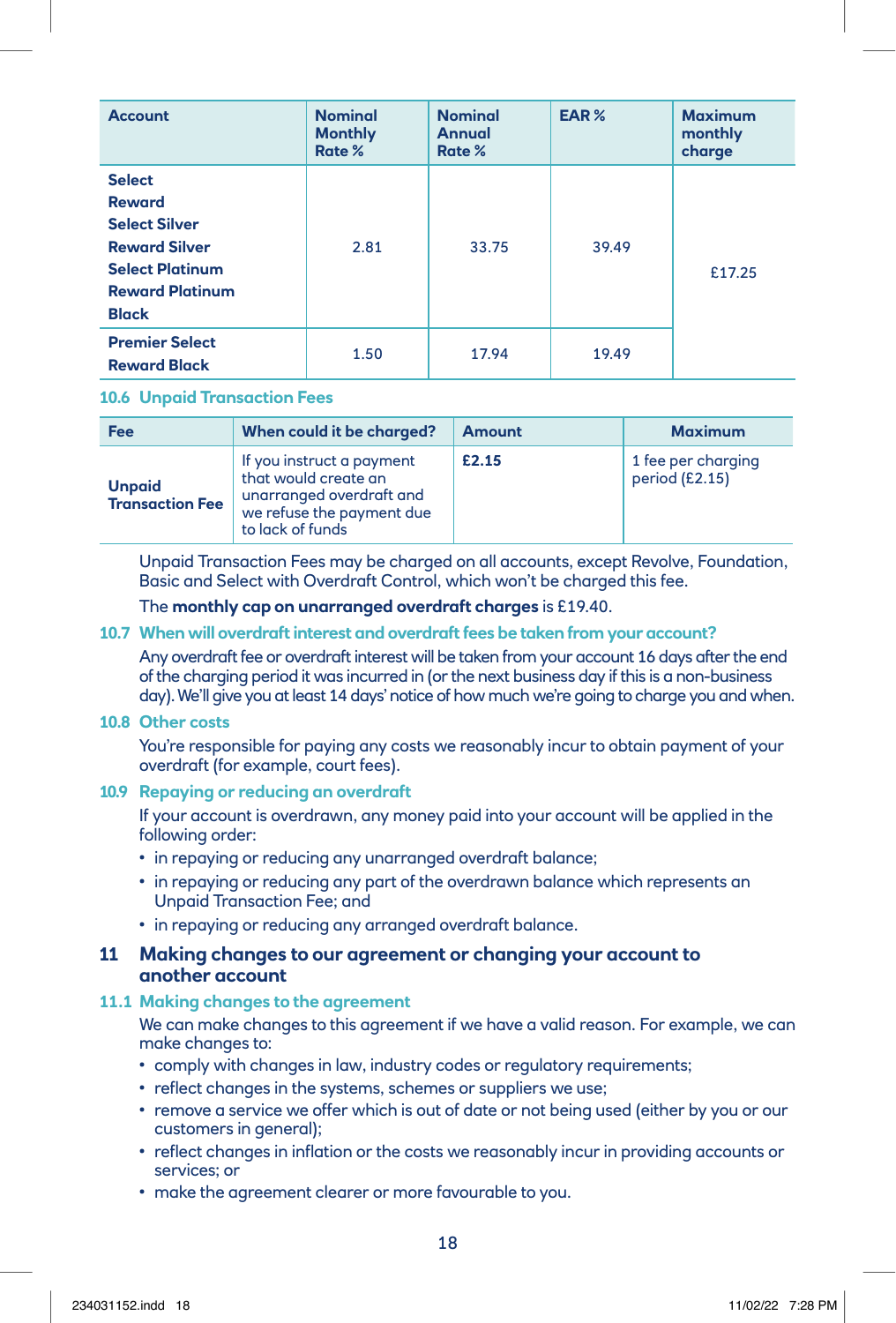| Account | Nominal Monthly Rate % | Nominal Annual Rate % | EAR % | Maximum monthly charge |
|---|---|---|---|---|
| **Select**<br>**Reward**<br>**Select Silver**<br>**Reward Silver**<br>**Select Platinum**<br>**Reward Platinum**<br>**Black** | 2.81 | 33.75 | 39.49 | £17.25 |
| **Premier Select**<br>**Reward Black** | 1.50 | 17.94 | 19.49 | |

### 10.6 Unpaid Transaction Fees

| Fee | When could it be charged? | Amount | Maximum |
|---|---|---|---|
| **Unpaid Transaction Fee** | If you instruct a payment that would create an unarranged overdraft and we refuse the payment due to lack of funds | **£2.15** | 1 fee per charging period (£2.15) |

Unpaid Transaction Fees may be charged on all accounts, except Revolve, Foundation, Basic and Select with Overdraft Control, which won't be charged this fee.

The **monthly cap on unarranged overdraft charges** is £19.40.

### 10.7 When will overdraft interest and overdraft fees be taken from your account?

Any overdraft fee or overdraft interest will be taken from your account 16 days after the end of the charging period it was incurred in (or the next business day if this is a non-business day). We'll give you at least 14 days' notice of how much we're going to charge you and when.

### 10.8 Other costs

You're responsible for paying any costs we reasonably incur to obtain payment of your overdraft (for example, court fees).

### 10.9 Repaying or reducing an overdraft

If your account is overdrawn, any money paid into your account will be applied in the following order:

- in repaying or reducing any unarranged overdraft balance;
- in repaying or reducing any part of the overdrawn balance which represents an Unpaid Transaction Fee; and
- in repaying or reducing any arranged overdraft balance.

## 11 Making changes to our agreement or changing your account to another account

### 11.1 Making changes to the agreement

We can make changes to this agreement if we have a valid reason. For example, we can make changes to:

- comply with changes in law, industry codes or regulatory requirements;
- reflect changes in the systems, schemes or suppliers we use;
- remove a service we offer which is out of date or not being used (either by you or our customers in general);
- reflect changes in inflation or the costs we reasonably incur in providing accounts or services; or
- make the agreement clearer or more favourable to you.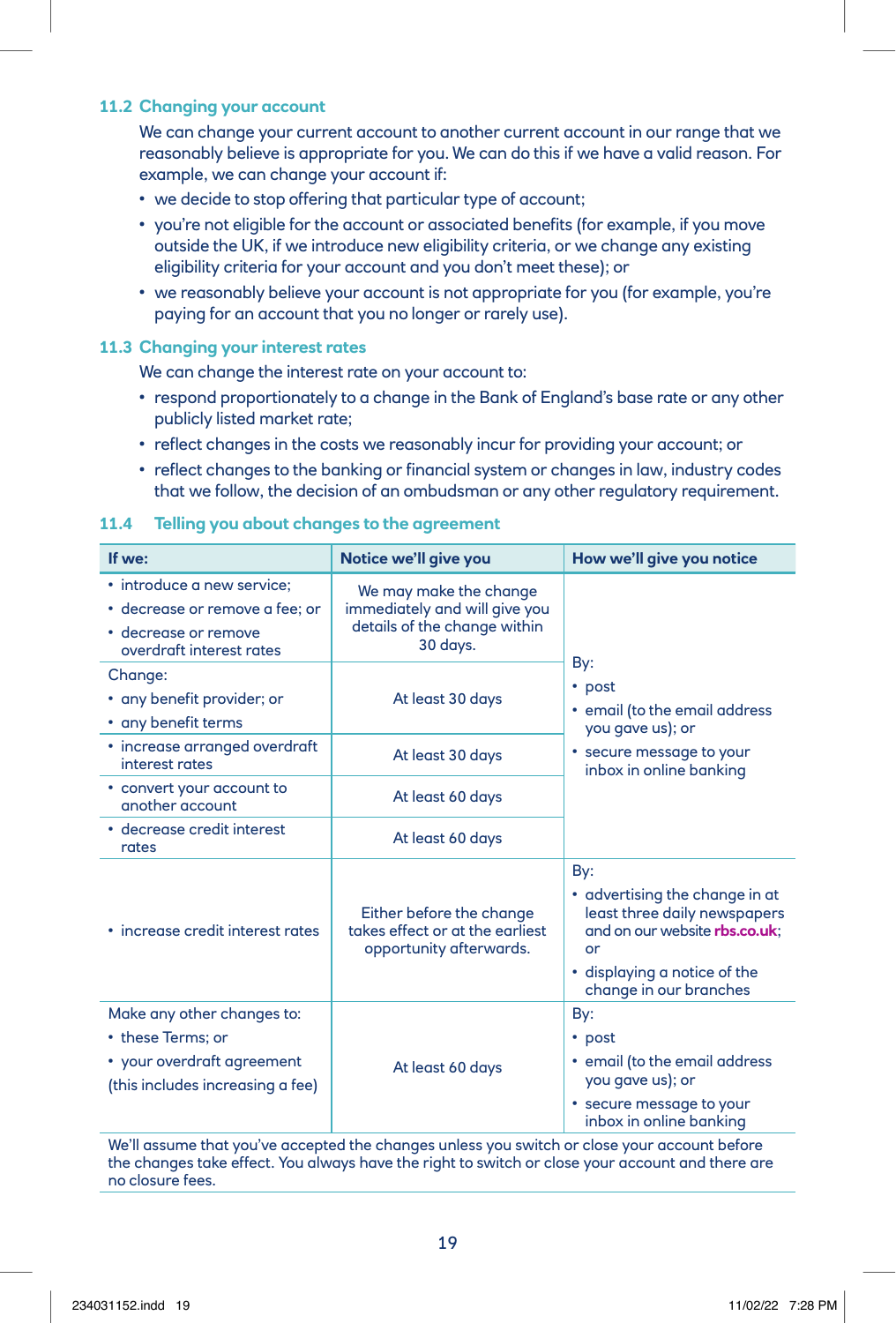### 11.2 Changing your account

We can change your current account to another current account in our range that we reasonably believe is appropriate for you. We can do this if we have a valid reason. For example, we can change your account if:

- we decide to stop offering that particular type of account;
- you're not eligible for the account or associated benefits (for example, if you move outside the UK, if we introduce new eligibility criteria, or we change any existing eligibility criteria for your account and you don't meet these); or
- we reasonably believe your account is not appropriate for you (for example, you're paying for an account that you no longer or rarely use).

### 11.3 Changing your interest rates

We can change the interest rate on your account to:

- respond proportionately to a change in the Bank of England's base rate or any other publicly listed market rate;
- reflect changes in the costs we reasonably incur for providing your account; or
- reflect changes to the banking or financial system or changes in law, industry codes that we follow, the decision of an ombudsman or any other regulatory requirement.

### 11.4 Telling you about changes to the agreement

| If we: | Notice we'll give you | How we'll give you notice |
|---|---|---|
| • introduce a new service;<br>• decrease or remove a fee; or<br>• decrease or remove overdraft interest rates | We may make the change immediately and will give you details of the change within 30 days. | By:<br>• post<br>• email (to the email address you gave us); or<br>• secure message to your inbox in online banking |
| Change:<br>• any benefit provider; or<br>• any benefit terms | At least 30 days | |
| • increase arranged overdraft interest rates | At least 30 days | |
| • convert your account to another account | At least 60 days | |
| • decrease credit interest rates | At least 60 days | |
| • increase credit interest rates | Either before the change takes effect or at the earliest opportunity afterwards. | By:<br>• advertising the change in at least three daily newspapers and on our website rbs.co.uk; or<br>• displaying a notice of the change in our branches |
| Make any other changes to:<br>• these Terms; or<br>• your overdraft agreement<br>(this includes increasing a fee) | At least 60 days | By:<br>• post<br>• email (to the email address you gave us); or<br>• secure message to your inbox in online banking |

We'll assume that you've accepted the changes unless you switch or close your account before the changes take effect. You always have the right to switch or close your account and there are no closure fees.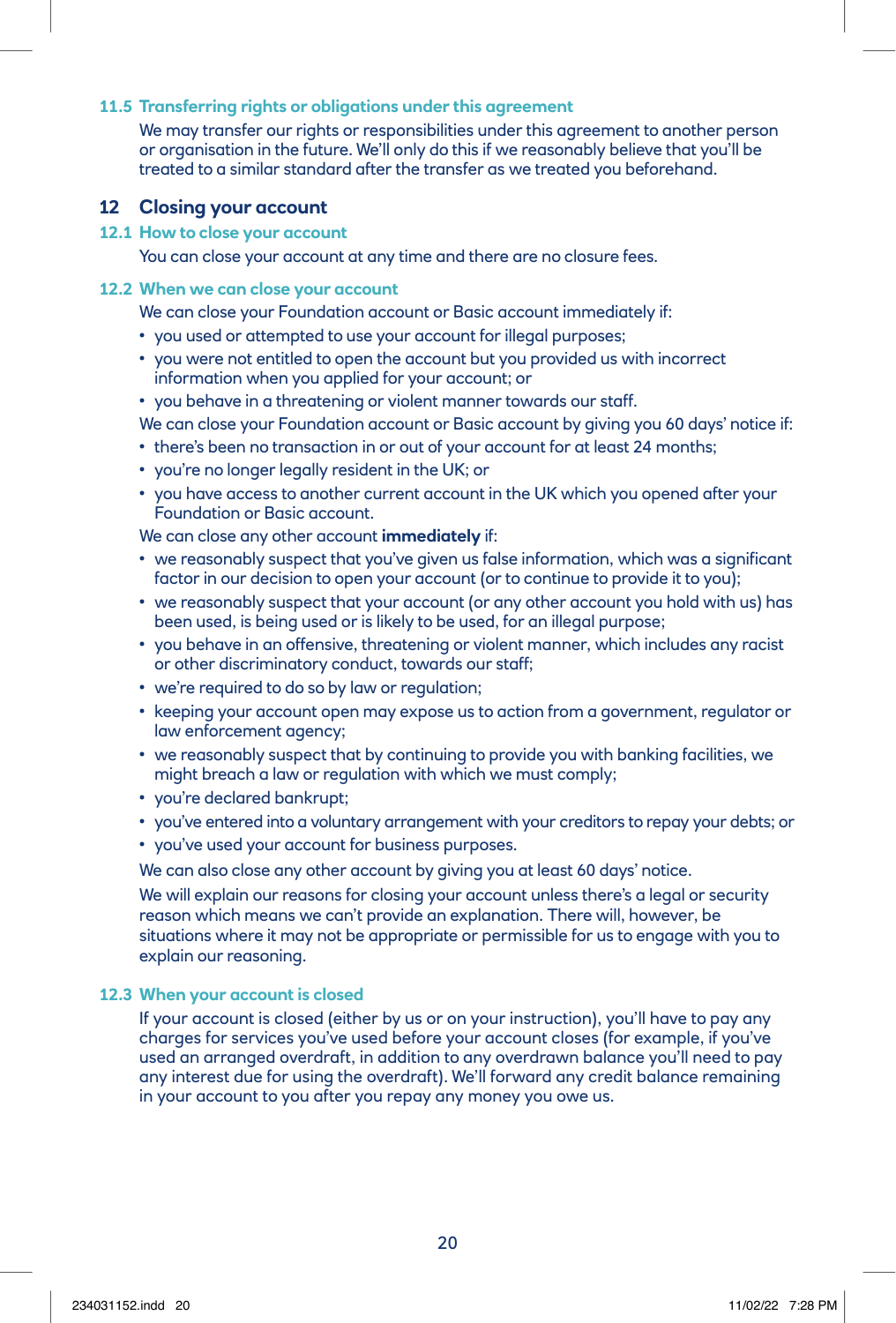### 11.5 Transferring rights or obligations under this agreement

We may transfer our rights or responsibilities under this agreement to another person or organisation in the future. We'll only do this if we reasonably believe that you'll be treated to a similar standard after the transfer as we treated you beforehand.

## 12 Closing your account

### 12.1 How to close your account

You can close your account at any time and there are no closure fees.

### 12.2 When we can close your account

We can close your Foundation account or Basic account immediately if:

- you used or attempted to use your account for illegal purposes;
- you were not entitled to open the account but you provided us with incorrect information when you applied for your account; or
- you behave in a threatening or violent manner towards our staff.

We can close your Foundation account or Basic account by giving you 60 days' notice if:

- there's been no transaction in or out of your account for at least 24 months;
- you're no longer legally resident in the UK; or
- you have access to another current account in the UK which you opened after your Foundation or Basic account.

We can close any other account **immediately** if:

- we reasonably suspect that you've given us false information, which was a significant factor in our decision to open your account (or to continue to provide it to you);
- we reasonably suspect that your account (or any other account you hold with us) has been used, is being used or is likely to be used, for an illegal purpose;
- you behave in an offensive, threatening or violent manner, which includes any racist or other discriminatory conduct, towards our staff;
- we're required to do so by law or regulation;
- keeping your account open may expose us to action from a government, regulator or law enforcement agency;
- we reasonably suspect that by continuing to provide you with banking facilities, we might breach a law or regulation with which we must comply;
- you're declared bankrupt;
- you've entered into a voluntary arrangement with your creditors to repay your debts; or
- you've used your account for business purposes.

We can also close any other account by giving you at least 60 days' notice.

We will explain our reasons for closing your account unless there's a legal or security reason which means we can't provide an explanation. There will, however, be situations where it may not be appropriate or permissible for us to engage with you to explain our reasoning.

### 12.3 When your account is closed

If your account is closed (either by us or on your instruction), you'll have to pay any charges for services you've used before your account closes (for example, if you've used an arranged overdraft, in addition to any overdrawn balance you'll need to pay any interest due for using the overdraft). We'll forward any credit balance remaining in your account to you after you repay any money you owe us.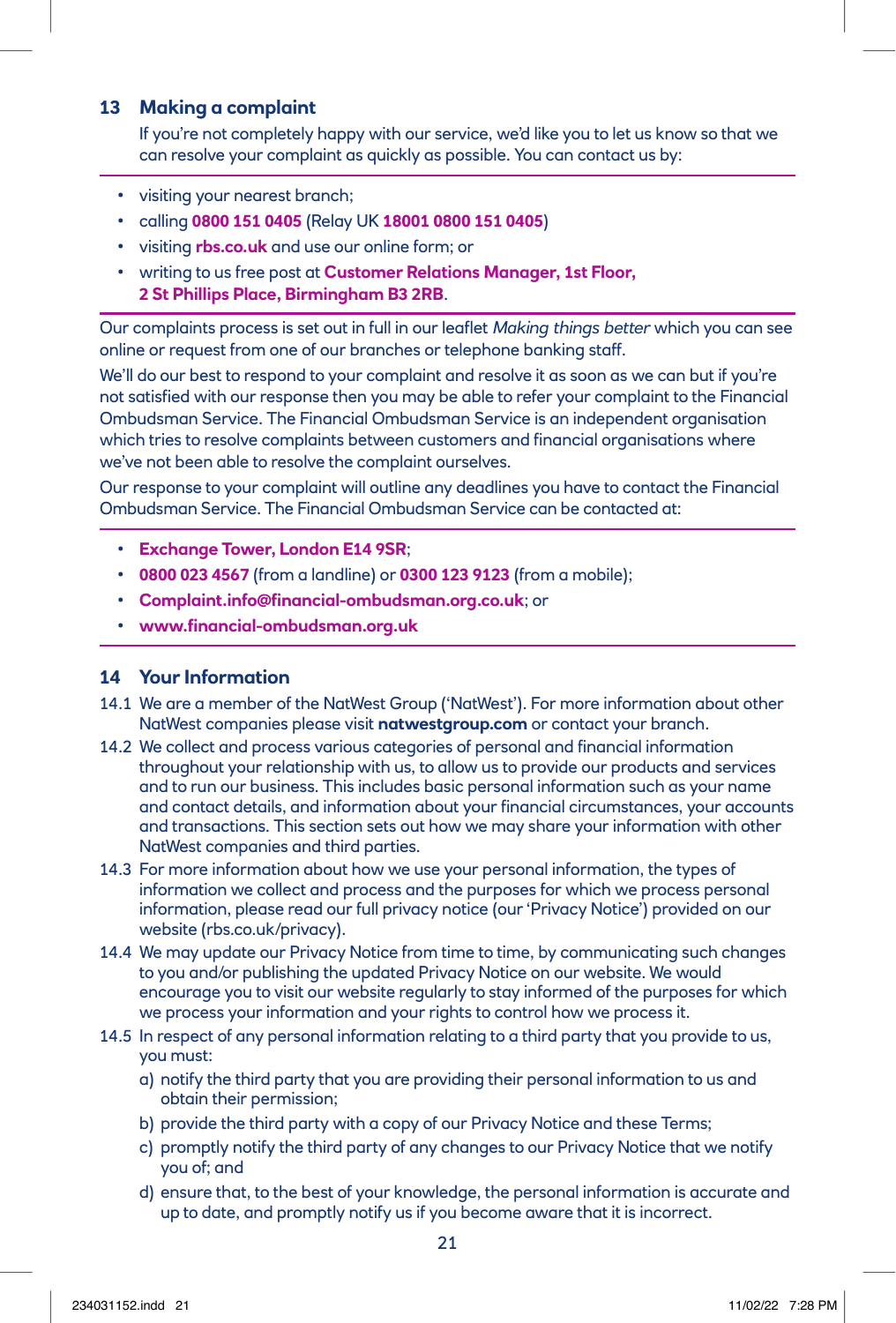## 13 Making a complaint

If you're not completely happy with our service, we'd like you to let us know so that we can resolve your complaint as quickly as possible. You can contact us by:

- visiting your nearest branch;
- calling **0800 151 0405** (Relay UK **18001 0800 151 0405**)
- visiting **rbs.co.uk** and use our online form; or
- writing to us free post at **Customer Relations Manager, 1st Floor, 2 St Phillips Place, Birmingham B3 2RB**.

Our complaints process is set out in full in our leaflet *Making things better* which you can see online or request from one of our branches or telephone banking staff.

We'll do our best to respond to your complaint and resolve it as soon as we can but if you're not satisfied with our response then you may be able to refer your complaint to the Financial Ombudsman Service. The Financial Ombudsman Service is an independent organisation which tries to resolve complaints between customers and financial organisations where we've not been able to resolve the complaint ourselves.

Our response to your complaint will outline any deadlines you have to contact the Financial Ombudsman Service. The Financial Ombudsman Service can be contacted at:

- **Exchange Tower, London E14 9SR**;
- **0800 023 4567** (from a landline) or **0300 123 9123** (from a mobile);
- **Complaint.info@financial-ombudsman.org.co.uk**; or
- **www.financial-ombudsman.org.uk**

## 14 Your Information

14.1 We are a member of the NatWest Group ('NatWest'). For more information about other NatWest companies please visit **natwestgroup.com** or contact your branch.

14.2 We collect and process various categories of personal and financial information throughout your relationship with us, to allow us to provide our products and services and to run our business. This includes basic personal information such as your name and contact details, and information about your financial circumstances, your accounts and transactions. This section sets out how we may share your information with other NatWest companies and third parties.

14.3 For more information about how we use your personal information, the types of information we collect and process and the purposes for which we process personal information, please read our full privacy notice (our 'Privacy Notice') provided on our website (rbs.co.uk/privacy).

14.4 We may update our Privacy Notice from time to time, by communicating such changes to you and/or publishing the updated Privacy Notice on our website. We would encourage you to visit our website regularly to stay informed of the purposes for which we process your information and your rights to control how we process it.

14.5 In respect of any personal information relating to a third party that you provide to us, you must:

a) notify the third party that you are providing their personal information to us and obtain their permission;

b) provide the third party with a copy of our Privacy Notice and these Terms;

c) promptly notify the third party of any changes to our Privacy Notice that we notify you of; and

d) ensure that, to the best of your knowledge, the personal information is accurate and up to date, and promptly notify us if you become aware that it is incorrect.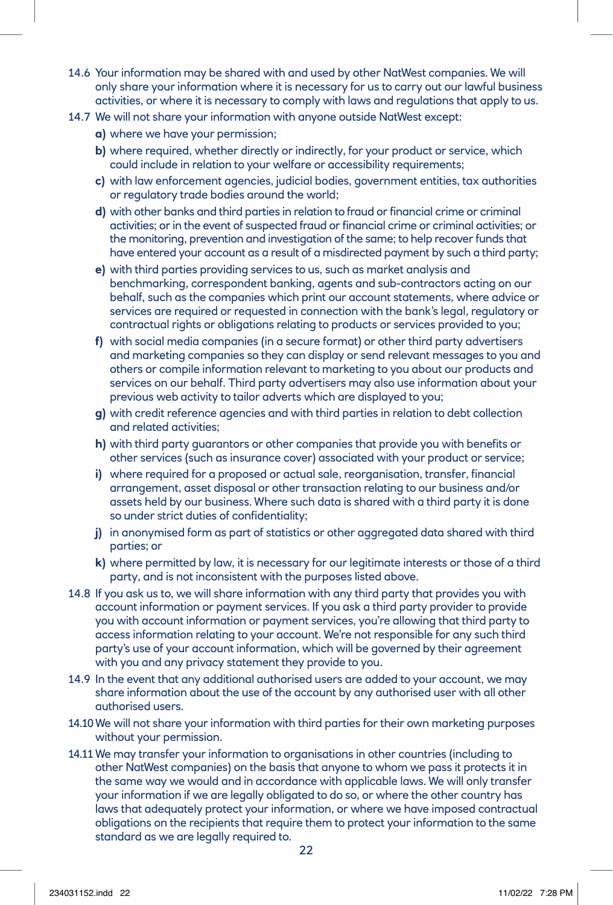14.6 Your information may be shared with and used by other NatWest companies. We will only share your information where it is necessary for us to carry out our lawful business activities, or where it is necessary to comply with laws and regulations that apply to us.

14.7 We will not share your information with anyone outside NatWest except:

**a)** where we have your permission;

**b)** where required, whether directly or indirectly, for your product or service, which could include in relation to your welfare or accessibility requirements;

**c)** with law enforcement agencies, judicial bodies, government entities, tax authorities or regulatory trade bodies around the world;

**d)** with other banks and third parties in relation to fraud or financial crime or criminal activities; or in the event of suspected fraud or financial crime or criminal activities; or the monitoring, prevention and investigation of the same; to help recover funds that have entered your account as a result of a misdirected payment by such a third party;

**e)** with third parties providing services to us, such as market analysis and benchmarking, correspondent banking, agents and sub-contractors acting on our behalf, such as the companies which print our account statements, where advice or services are required or requested in connection with the bank's legal, regulatory or contractual rights or obligations relating to products or services provided to you;

**f)** with social media companies (in a secure format) or other third party advertisers and marketing companies so they can display or send relevant messages to you and others or compile information relevant to marketing to you about our products and services on our behalf. Third party advertisers may also use information about your previous web activity to tailor adverts which are displayed to you;

**g)** with credit reference agencies and with third parties in relation to debt collection and related activities;

**h)** with third party guarantors or other companies that provide you with benefits or other services (such as insurance cover) associated with your product or service;

**i)** where required for a proposed or actual sale, reorganisation, transfer, financial arrangement, asset disposal or other transaction relating to our business and/or assets held by our business. Where such data is shared with a third party it is done so under strict duties of confidentiality;

**j)** in anonymised form as part of statistics or other aggregated data shared with third parties; or

**k)** where permitted by law, it is necessary for our legitimate interests or those of a third party, and is not inconsistent with the purposes listed above.

14.8 If you ask us to, we will share information with any third party that provides you with account information or payment services. If you ask a third party provider to provide you with account information or payment services, you're allowing that third party to access information relating to your account. We're not responsible for any such third party's use of your account information, which will be governed by their agreement with you and any privacy statement they provide to you.

14.9 In the event that any additional authorised users are added to your account, we may share information about the use of the account by any authorised user with all other authorised users.

14.10 We will not share your information with third parties for their own marketing purposes without your permission.

14.11 We may transfer your information to organisations in other countries (including to other NatWest companies) on the basis that anyone to whom we pass it protects it in the same way we would and in accordance with applicable laws. We will only transfer your information if we are legally obligated to do so, or where the other country has laws that adequately protect your information, or where we have imposed contractual obligations on the recipients that require them to protect your information to the same standard as we are legally required to.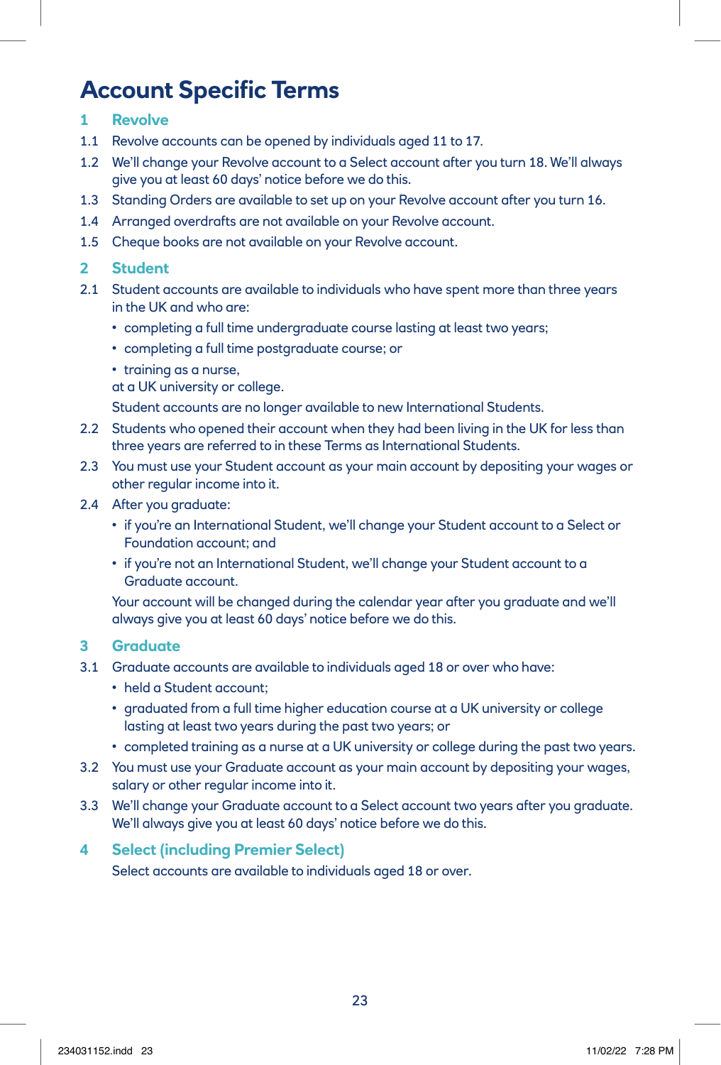# Account Specific Terms

## 1 Revolve

1.1 Revolve accounts can be opened by individuals aged 11 to 17.

1.2 We'll change your Revolve account to a Select account after you turn 18. We'll always give you at least 60 days' notice before we do this.

1.3 Standing Orders are available to set up on your Revolve account after you turn 16.

1.4 Arranged overdrafts are not available on your Revolve account.

1.5 Cheque books are not available on your Revolve account.

## 2 Student

2.1 Student accounts are available to individuals who have spent more than three years in the UK and who are:

- completing a full time undergraduate course lasting at least two years;
- completing a full time postgraduate course; or
- training as a nurse,

at a UK university or college.

Student accounts are no longer available to new International Students.

2.2 Students who opened their account when they had been living in the UK for less than three years are referred to in these Terms as International Students.

2.3 You must use your Student account as your main account by depositing your wages or other regular income into it.

2.4 After you graduate:

- if you're an International Student, we'll change your Student account to a Select or Foundation account; and
- if you're not an International Student, we'll change your Student account to a Graduate account.

Your account will be changed during the calendar year after you graduate and we'll always give you at least 60 days' notice before we do this.

## 3 Graduate

3.1 Graduate accounts are available to individuals aged 18 or over who have:

- held a Student account;
- graduated from a full time higher education course at a UK university or college lasting at least two years during the past two years; or
- completed training as a nurse at a UK university or college during the past two years.

3.2 You must use your Graduate account as your main account by depositing your wages, salary or other regular income into it.

3.3 We'll change your Graduate account to a Select account two years after you graduate. We'll always give you at least 60 days' notice before we do this.

## 4 Select (including Premier Select)

Select accounts are available to individuals aged 18 or over.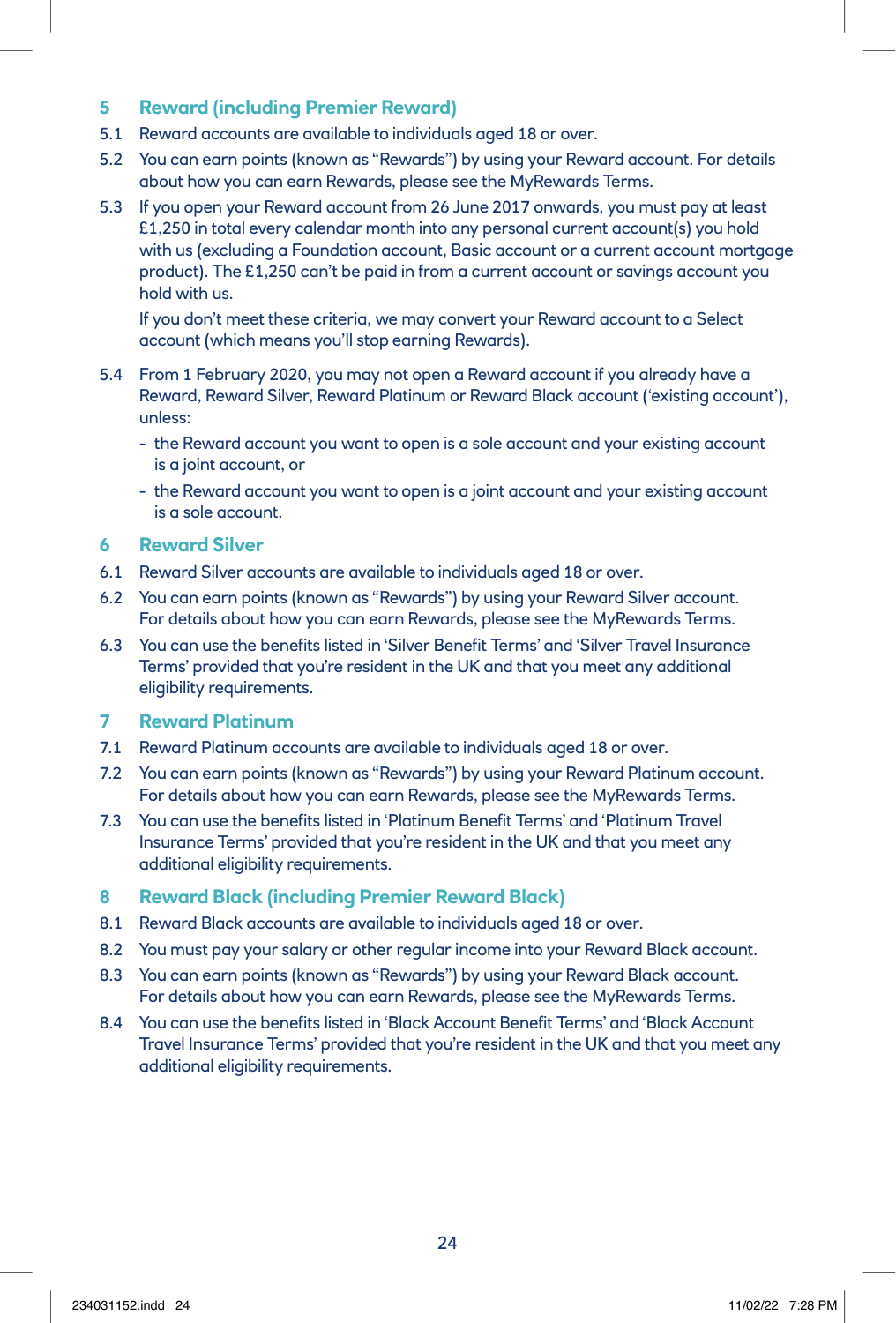## 5 Reward (including Premier Reward)

5.1 Reward accounts are available to individuals aged 18 or over.

5.2 You can earn points (known as "Rewards") by using your Reward account. For details about how you can earn Rewards, please see the MyRewards Terms.

5.3 If you open your Reward account from 26 June 2017 onwards, you must pay at least £1,250 in total every calendar month into any personal current account(s) you hold with us (excluding a Foundation account, Basic account or a current account mortgage product). The £1,250 can't be paid in from a current account or savings account you hold with us.

If you don't meet these criteria, we may convert your Reward account to a Select account (which means you'll stop earning Rewards).

5.4 From 1 February 2020, you may not open a Reward account if you already have a Reward, Reward Silver, Reward Platinum or Reward Black account ('existing account'), unless:

- the Reward account you want to open is a sole account and your existing account is a joint account, or
- the Reward account you want to open is a joint account and your existing account is a sole account.

## 6 Reward Silver

6.1 Reward Silver accounts are available to individuals aged 18 or over.

6.2 You can earn points (known as "Rewards") by using your Reward Silver account. For details about how you can earn Rewards, please see the MyRewards Terms.

6.3 You can use the benefits listed in 'Silver Benefit Terms' and 'Silver Travel Insurance Terms' provided that you're resident in the UK and that you meet any additional eligibility requirements.

## 7 Reward Platinum

7.1 Reward Platinum accounts are available to individuals aged 18 or over.

7.2 You can earn points (known as "Rewards") by using your Reward Platinum account. For details about how you can earn Rewards, please see the MyRewards Terms.

7.3 You can use the benefits listed in 'Platinum Benefit Terms' and 'Platinum Travel Insurance Terms' provided that you're resident in the UK and that you meet any additional eligibility requirements.

## 8 Reward Black (including Premier Reward Black)

8.1 Reward Black accounts are available to individuals aged 18 or over.

8.2 You must pay your salary or other regular income into your Reward Black account.

8.3 You can earn points (known as "Rewards") by using your Reward Black account. For details about how you can earn Rewards, please see the MyRewards Terms.

8.4 You can use the benefits listed in 'Black Account Benefit Terms' and 'Black Account Travel Insurance Terms' provided that you're resident in the UK and that you meet any additional eligibility requirements.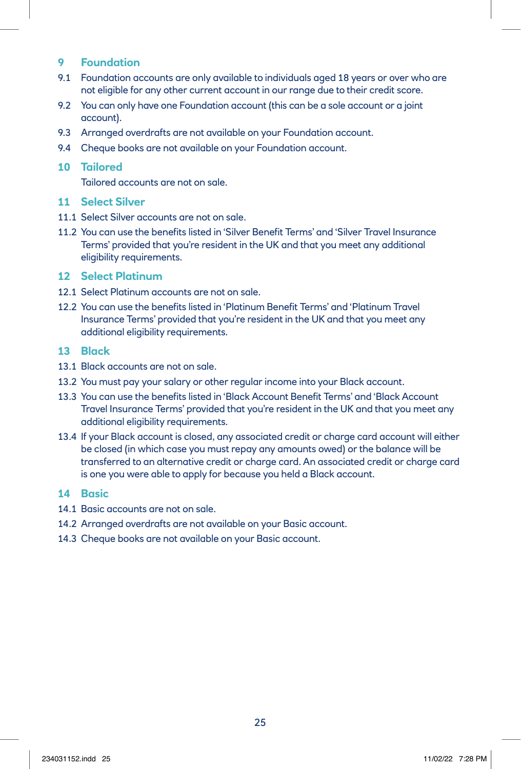## 9 Foundation

9.1 Foundation accounts are only available to individuals aged 18 years or over who are not eligible for any other current account in our range due to their credit score.

9.2 You can only have one Foundation account (this can be a sole account or a joint account).

9.3 Arranged overdrafts are not available on your Foundation account.

9.4 Cheque books are not available on your Foundation account.

## 10 Tailored

Tailored accounts are not on sale.

## 11 Select Silver

11.1 Select Silver accounts are not on sale.

11.2 You can use the benefits listed in 'Silver Benefit Terms' and 'Silver Travel Insurance Terms' provided that you're resident in the UK and that you meet any additional eligibility requirements.

## 12 Select Platinum

12.1 Select Platinum accounts are not on sale.

12.2 You can use the benefits listed in 'Platinum Benefit Terms' and 'Platinum Travel Insurance Terms' provided that you're resident in the UK and that you meet any additional eligibility requirements.

## 13 Black

13.1 Black accounts are not on sale.

13.2 You must pay your salary or other regular income into your Black account.

13.3 You can use the benefits listed in 'Black Account Benefit Terms' and 'Black Account Travel Insurance Terms' provided that you're resident in the UK and that you meet any additional eligibility requirements.

13.4 If your Black account is closed, any associated credit or charge card account will either be closed (in which case you must repay any amounts owed) or the balance will be transferred to an alternative credit or charge card. An associated credit or charge card is one you were able to apply for because you held a Black account.

## 14 Basic

14.1 Basic accounts are not on sale.

14.2 Arranged overdrafts are not available on your Basic account.

14.3 Cheque books are not available on your Basic account.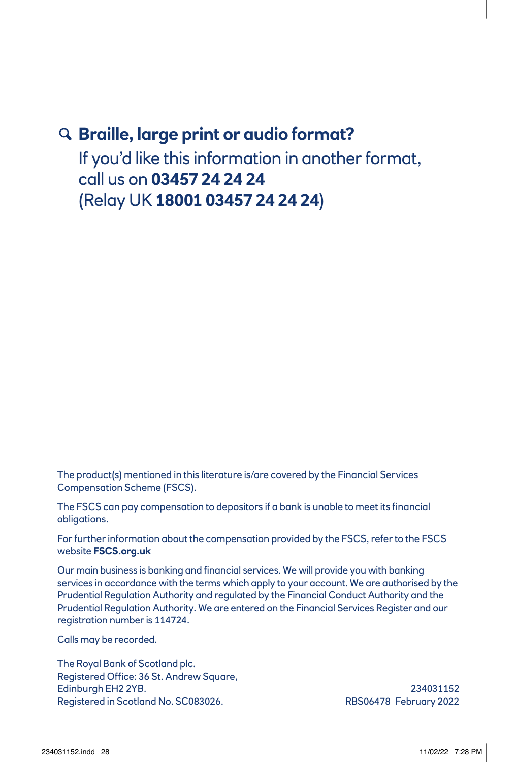## Braille, large print or audio format?

If you'd like this information in another format, call us on **03457 24 24 24** (Relay UK **18001 03457 24 24 24**)

The product(s) mentioned in this literature is/are covered by the Financial Services Compensation Scheme (FSCS).

The FSCS can pay compensation to depositors if a bank is unable to meet its financial obligations.

For further information about the compensation provided by the FSCS, refer to the FSCS website **FSCS.org.uk**

Our main business is banking and financial services. We will provide you with banking services in accordance with the terms which apply to your account. We are authorised by the Prudential Regulation Authority and regulated by the Financial Conduct Authority and the Prudential Regulation Authority. We are entered on the Financial Services Register and our registration number is 114724.

Calls may be recorded.

The Royal Bank of Scotland plc.
Registered Office: 36 St. Andrew Square,
Edinburgh EH2 2YB.
Registered in Scotland No. SC083026.

234031152
RBS06478 February 2022